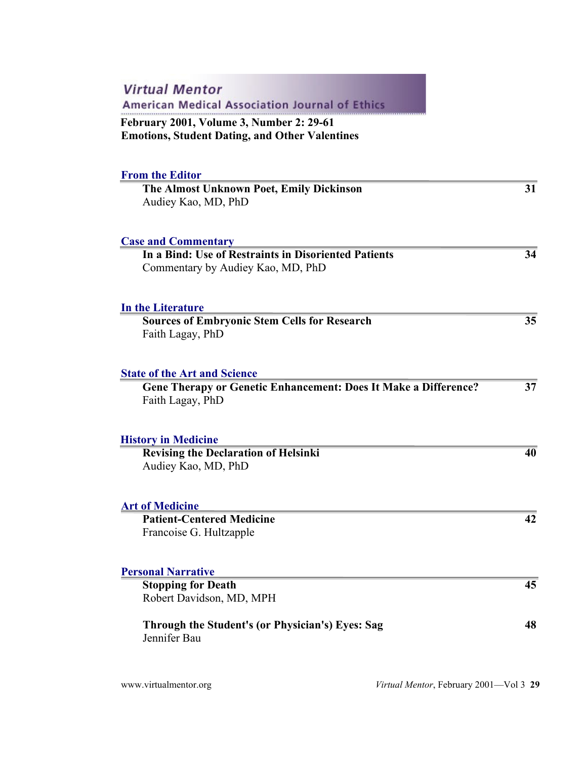# Virtual Mentor

American Medical Association Journal of Ethics

**February 2001, Volume 3, Number 2: 29-61**
**Emotions, Student Dating, and Other Valentines**

## From the Editor

**The Almost Unknown Poet, Emily Dickinson** — 31
Audiey Kao, MD, PhD

## Case and Commentary

**In a Bind: Use of Restraints in Disoriented Patients** — 34
Commentary by Audiey Kao, MD, PhD

## In the Literature

**Sources of Embryonic Stem Cells for Research** — 35
Faith Lagay, PhD

## State of the Art and Science

**Gene Therapy or Genetic Enhancement: Does It Make a Difference?** — 37
Faith Lagay, PhD

## History in Medicine

**Revising the Declaration of Helsinki** — 40
Audiey Kao, MD, PhD

## Art of Medicine

**Patient-Centered Medicine** — 42
Francoise G. Hultzapple

## Personal Narrative

**Stopping for Death** — 45
Robert Davidson, MD, MPH

**Through the Student's (or Physician's) Eyes: Sag** — 48
Jennifer Bau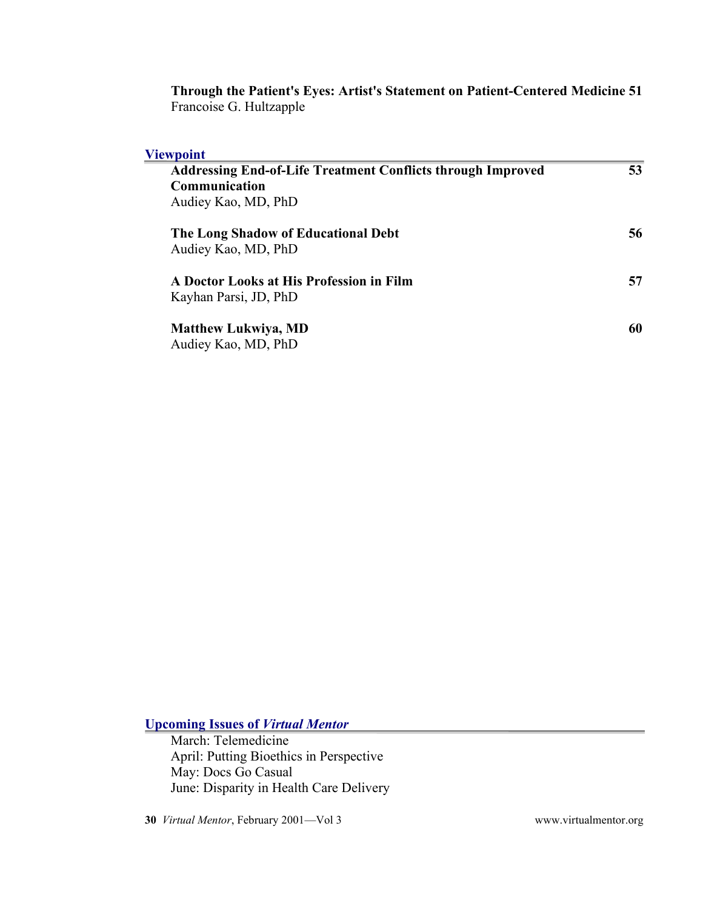**Through the Patient's Eyes: Artist's Statement on Patient-Centered Medicine 51**
Francoise G. Hultzapple

## Viewpoint

**Addressing End-of-Life Treatment Conflicts through Improved Communication** 53
Audiey Kao, MD, PhD

**The Long Shadow of Educational Debt** 56
Audiey Kao, MD, PhD

**A Doctor Looks at His Profession in Film** 57
Kayhan Parsi, JD, PhD

**Matthew Lukwiya, MD** 60
Audiey Kao, MD, PhD

## Upcoming Issues of *Virtual Mentor*

March: Telemedicine
April: Putting Bioethics in Perspective
May: Docs Go Casual
June: Disparity in Health Care Delivery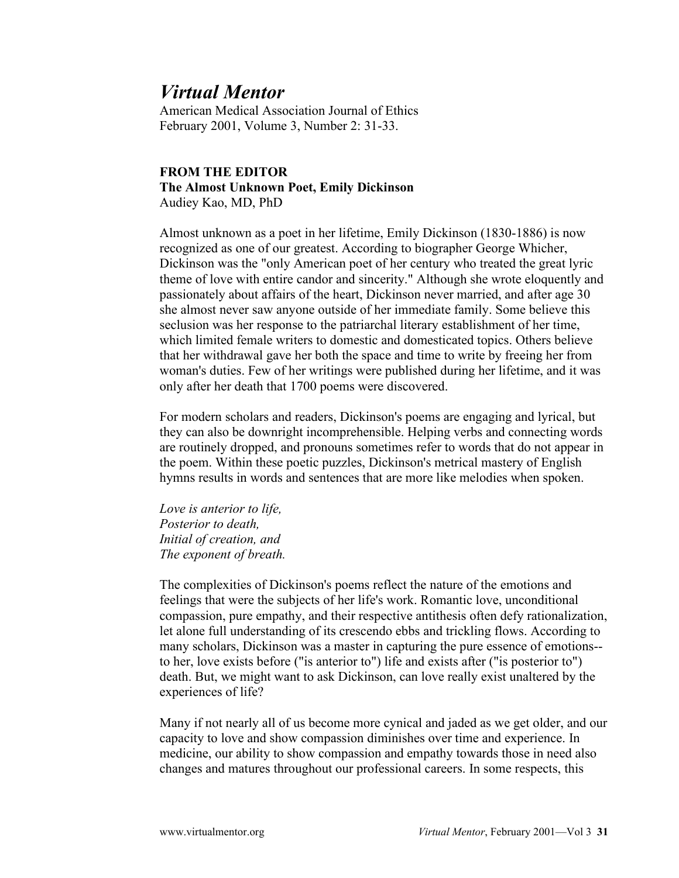# *Virtual Mentor*

American Medical Association Journal of Ethics
February 2001, Volume 3, Number 2: 31-33.

**FROM THE EDITOR**
**The Almost Unknown Poet, Emily Dickinson**
Audiey Kao, MD, PhD

Almost unknown as a poet in her lifetime, Emily Dickinson (1830-1886) is now recognized as one of our greatest. According to biographer George Whicher, Dickinson was the "only American poet of her century who treated the great lyric theme of love with entire candor and sincerity." Although she wrote eloquently and passionately about affairs of the heart, Dickinson never married, and after age 30 she almost never saw anyone outside of her immediate family. Some believe this seclusion was her response to the patriarchal literary establishment of her time, which limited female writers to domestic and domesticated topics. Others believe that her withdrawal gave her both the space and time to write by freeing her from woman's duties. Few of her writings were published during her lifetime, and it was only after her death that 1700 poems were discovered.

For modern scholars and readers, Dickinson's poems are engaging and lyrical, but they can also be downright incomprehensible. Helping verbs and connecting words are routinely dropped, and pronouns sometimes refer to words that do not appear in the poem. Within these poetic puzzles, Dickinson's metrical mastery of English hymns results in words and sentences that are more like melodies when spoken.

*Love is anterior to life,*
*Posterior to death,*
*Initial of creation, and*
*The exponent of breath.*

The complexities of Dickinson's poems reflect the nature of the emotions and feelings that were the subjects of her life's work. Romantic love, unconditional compassion, pure empathy, and their respective antithesis often defy rationalization, let alone full understanding of its crescendo ebbs and trickling flows. According to many scholars, Dickinson was a master in capturing the pure essence of emotions--to her, love exists before ("is anterior to") life and exists after ("is posterior to") death. But, we might want to ask Dickinson, can love really exist unaltered by the experiences of life?

Many if not nearly all of us become more cynical and jaded as we get older, and our capacity to love and show compassion diminishes over time and experience. In medicine, our ability to show compassion and empathy towards those in need also changes and matures throughout our professional careers. In some respects, this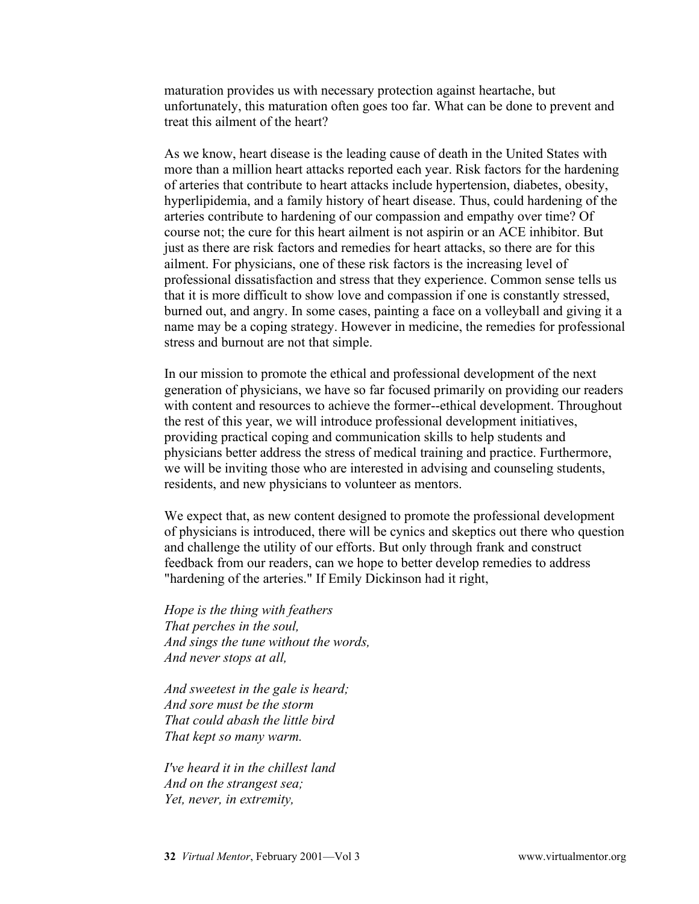maturation provides us with necessary protection against heartache, but unfortunately, this maturation often goes too far. What can be done to prevent and treat this ailment of the heart?

As we know, heart disease is the leading cause of death in the United States with more than a million heart attacks reported each year. Risk factors for the hardening of arteries that contribute to heart attacks include hypertension, diabetes, obesity, hyperlipidemia, and a family history of heart disease. Thus, could hardening of the arteries contribute to hardening of our compassion and empathy over time? Of course not; the cure for this heart ailment is not aspirin or an ACE inhibitor. But just as there are risk factors and remedies for heart attacks, so there are for this ailment. For physicians, one of these risk factors is the increasing level of professional dissatisfaction and stress that they experience. Common sense tells us that it is more difficult to show love and compassion if one is constantly stressed, burned out, and angry. In some cases, painting a face on a volleyball and giving it a name may be a coping strategy. However in medicine, the remedies for professional stress and burnout are not that simple.

In our mission to promote the ethical and professional development of the next generation of physicians, we have so far focused primarily on providing our readers with content and resources to achieve the former--ethical development. Throughout the rest of this year, we will introduce professional development initiatives, providing practical coping and communication skills to help students and physicians better address the stress of medical training and practice. Furthermore, we will be inviting those who are interested in advising and counseling students, residents, and new physicians to volunteer as mentors.

We expect that, as new content designed to promote the professional development of physicians is introduced, there will be cynics and skeptics out there who question and challenge the utility of our efforts. But only through frank and construct feedback from our readers, can we hope to better develop remedies to address "hardening of the arteries." If Emily Dickinson had it right,

*Hope is the thing with feathers*
*That perches in the soul,*
*And sings the tune without the words,*
*And never stops at all,*

*And sweetest in the gale is heard;*
*And sore must be the storm*
*That could abash the little bird*
*That kept so many warm.*

*I've heard it in the chillest land*
*And on the strangest sea;*
*Yet, never, in extremity,*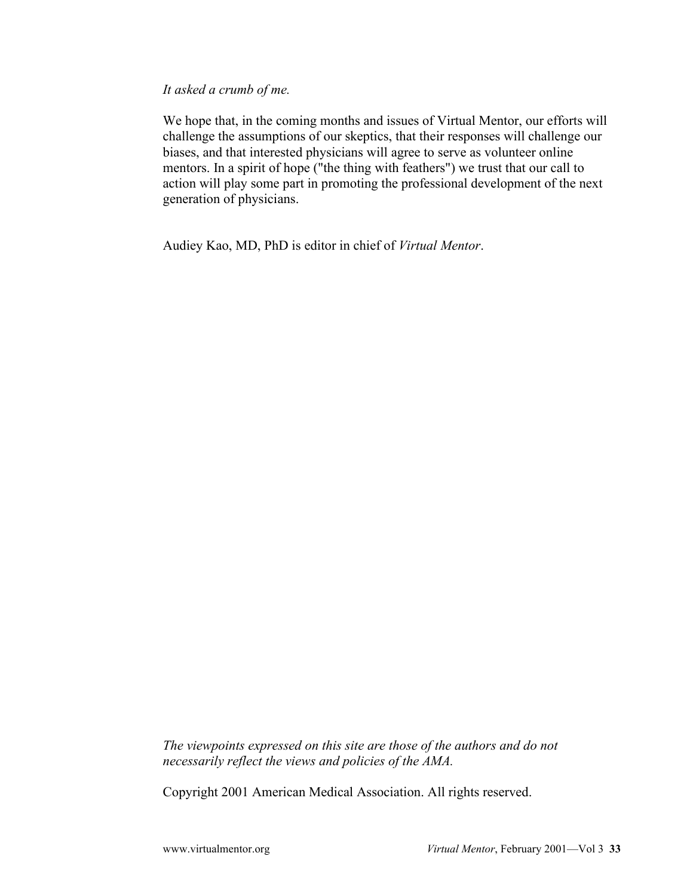*It asked a crumb of me.*

We hope that, in the coming months and issues of Virtual Mentor, our efforts will challenge the assumptions of our skeptics, that their responses will challenge our biases, and that interested physicians will agree to serve as volunteer online mentors. In a spirit of hope ("the thing with feathers") we trust that our call to action will play some part in promoting the professional development of the next generation of physicians.

Audiey Kao, MD, PhD is editor in chief of *Virtual Mentor*.

*The viewpoints expressed on this site are those of the authors and do not necessarily reflect the views and policies of the AMA.*

Copyright 2001 American Medical Association. All rights reserved.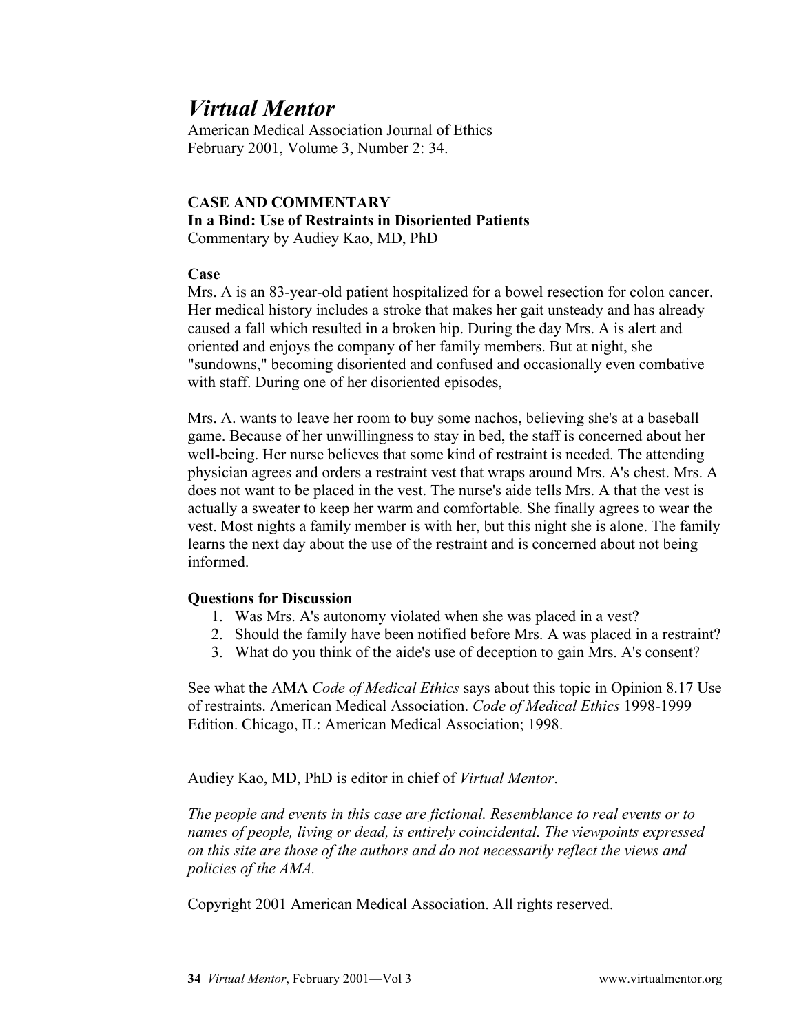# *Virtual Mentor*

American Medical Association Journal of Ethics
February 2001, Volume 3, Number 2: 34.

**CASE AND COMMENTARY**
**In a Bind: Use of Restraints in Disoriented Patients**
Commentary by Audiey Kao, MD, PhD

**Case**
Mrs. A is an 83-year-old patient hospitalized for a bowel resection for colon cancer. Her medical history includes a stroke that makes her gait unsteady and has already caused a fall which resulted in a broken hip. During the day Mrs. A is alert and oriented and enjoys the company of her family members. But at night, she "sundowns," becoming disoriented and confused and occasionally even combative with staff. During one of her disoriented episodes,

Mrs. A. wants to leave her room to buy some nachos, believing she's at a baseball game. Because of her unwillingness to stay in bed, the staff is concerned about her well-being. Her nurse believes that some kind of restraint is needed. The attending physician agrees and orders a restraint vest that wraps around Mrs. A's chest. Mrs. A does not want to be placed in the vest. The nurse's aide tells Mrs. A that the vest is actually a sweater to keep her warm and comfortable. She finally agrees to wear the vest. Most nights a family member is with her, but this night she is alone. The family learns the next day about the use of the restraint and is concerned about not being informed.

**Questions for Discussion**

1. Was Mrs. A's autonomy violated when she was placed in a vest?
2. Should the family have been notified before Mrs. A was placed in a restraint?
3. What do you think of the aide's use of deception to gain Mrs. A's consent?

See what the AMA *Code of Medical Ethics* says about this topic in Opinion 8.17 Use of restraints. American Medical Association. *Code of Medical Ethics* 1998-1999 Edition. Chicago, IL: American Medical Association; 1998.

Audiey Kao, MD, PhD is editor in chief of *Virtual Mentor*.

*The people and events in this case are fictional. Resemblance to real events or to names of people, living or dead, is entirely coincidental. The viewpoints expressed on this site are those of the authors and do not necessarily reflect the views and policies of the AMA.*

Copyright 2001 American Medical Association. All rights reserved.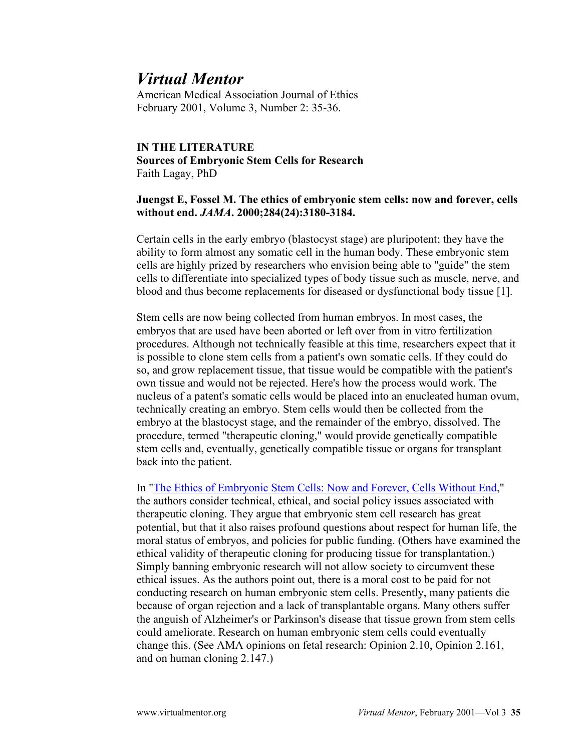# *Virtual Mentor*

American Medical Association Journal of Ethics
February 2001, Volume 3, Number 2: 35-36.

**IN THE LITERATURE**
**Sources of Embryonic Stem Cells for Research**
Faith Lagay, PhD

**Juengst E, Fossel M. The ethics of embryonic stem cells: now and forever, cells without end. *JAMA*. 2000;284(24):3180-3184.**

Certain cells in the early embryo (blastocyst stage) are pluripotent; they have the ability to form almost any somatic cell in the human body. These embryonic stem cells are highly prized by researchers who envision being able to "guide" the stem cells to differentiate into specialized types of body tissue such as muscle, nerve, and blood and thus become replacements for diseased or dysfunctional body tissue [1].

Stem cells are now being collected from human embryos. In most cases, the embryos that are used have been aborted or left over from in vitro fertilization procedures. Although not technically feasible at this time, researchers expect that it is possible to clone stem cells from a patient's own somatic cells. If they could do so, and grow replacement tissue, that tissue would be compatible with the patient's own tissue and would not be rejected. Here's how the process would work. The nucleus of a patent's somatic cells would be placed into an enucleated human ovum, technically creating an embryo. Stem cells would then be collected from the embryo at the blastocyst stage, and the remainder of the embryo, dissolved. The procedure, termed "therapeutic cloning," would provide genetically compatible stem cells and, eventually, genetically compatible tissue or organs for transplant back into the patient.

In "The Ethics of Embryonic Stem Cells: Now and Forever, Cells Without End," the authors consider technical, ethical, and social policy issues associated with therapeutic cloning. They argue that embryonic stem cell research has great potential, but that it also raises profound questions about respect for human life, the moral status of embryos, and policies for public funding. (Others have examined the ethical validity of therapeutic cloning for producing tissue for transplantation.) Simply banning embryonic research will not allow society to circumvent these ethical issues. As the authors point out, there is a moral cost to be paid for not conducting research on human embryonic stem cells. Presently, many patients die because of organ rejection and a lack of transplantable organs. Many others suffer the anguish of Alzheimer's or Parkinson's disease that tissue grown from stem cells could ameliorate. Research on human embryonic stem cells could eventually change this. (See AMA opinions on fetal research: Opinion 2.10, Opinion 2.161, and on human cloning 2.147.)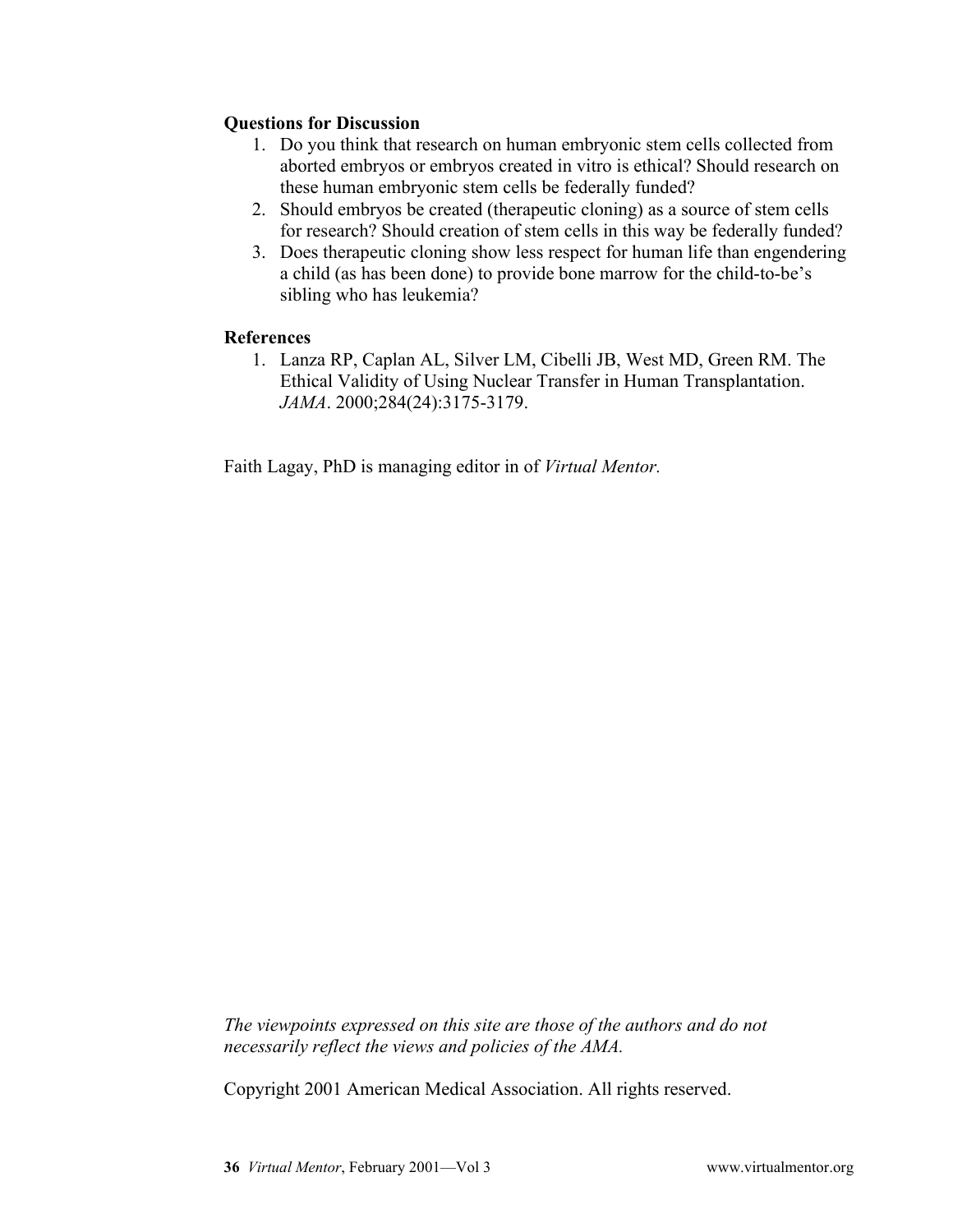**Questions for Discussion**

1. Do you think that research on human embryonic stem cells collected from aborted embryos or embryos created in vitro is ethical? Should research on these human embryonic stem cells be federally funded?
2. Should embryos be created (therapeutic cloning) as a source of stem cells for research? Should creation of stem cells in this way be federally funded?
3. Does therapeutic cloning show less respect for human life than engendering a child (as has been done) to provide bone marrow for the child-to-be's sibling who has leukemia?

**References**

1. Lanza RP, Caplan AL, Silver LM, Cibelli JB, West MD, Green RM. The Ethical Validity of Using Nuclear Transfer in Human Transplantation. *JAMA*. 2000;284(24):3175-3179.

Faith Lagay, PhD is managing editor in of *Virtual Mentor.*

*The viewpoints expressed on this site are those of the authors and do not necessarily reflect the views and policies of the AMA.*

Copyright 2001 American Medical Association. All rights reserved.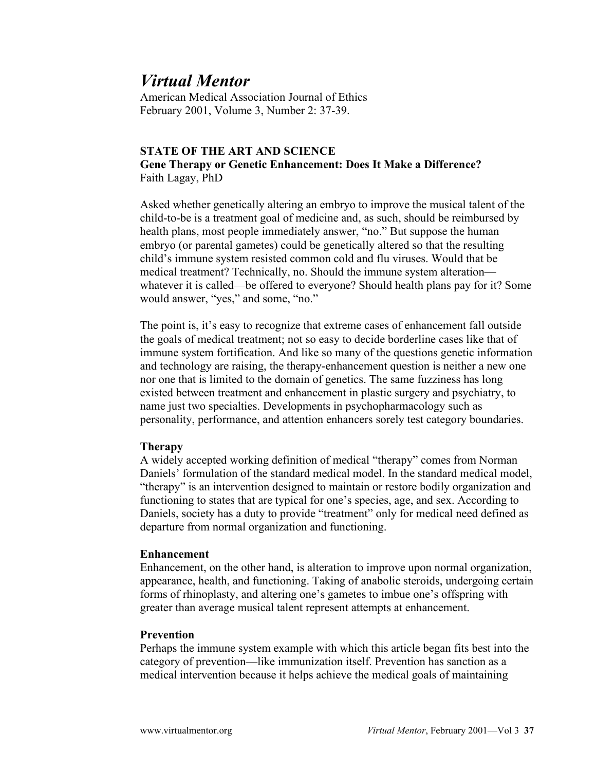# *Virtual Mentor*

American Medical Association Journal of Ethics
February 2001, Volume 3, Number 2: 37-39.

**STATE OF THE ART AND SCIENCE**
**Gene Therapy or Genetic Enhancement: Does It Make a Difference?**
Faith Lagay, PhD

Asked whether genetically altering an embryo to improve the musical talent of the child-to-be is a treatment goal of medicine and, as such, should be reimbursed by health plans, most people immediately answer, "no." But suppose the human embryo (or parental gametes) could be genetically altered so that the resulting child's immune system resisted common cold and flu viruses. Would that be medical treatment? Technically, no. Should the immune system alteration—whatever it is called—be offered to everyone? Should health plans pay for it? Some would answer, "yes," and some, "no."

The point is, it's easy to recognize that extreme cases of enhancement fall outside the goals of medical treatment; not so easy to decide borderline cases like that of immune system fortification. And like so many of the questions genetic information and technology are raising, the therapy-enhancement question is neither a new one nor one that is limited to the domain of genetics. The same fuzziness has long existed between treatment and enhancement in plastic surgery and psychiatry, to name just two specialties. Developments in psychopharmacology such as personality, performance, and attention enhancers sorely test category boundaries.

**Therapy**
A widely accepted working definition of medical "therapy" comes from Norman Daniels' formulation of the standard medical model. In the standard medical model, "therapy" is an intervention designed to maintain or restore bodily organization and functioning to states that are typical for one's species, age, and sex. According to Daniels, society has a duty to provide "treatment" only for medical need defined as departure from normal organization and functioning.

**Enhancement**
Enhancement, on the other hand, is alteration to improve upon normal organization, appearance, health, and functioning. Taking of anabolic steroids, undergoing certain forms of rhinoplasty, and altering one's gametes to imbue one's offspring with greater than average musical talent represent attempts at enhancement.

**Prevention**
Perhaps the immune system example with which this article began fits best into the category of prevention—like immunization itself. Prevention has sanction as a medical intervention because it helps achieve the medical goals of maintaining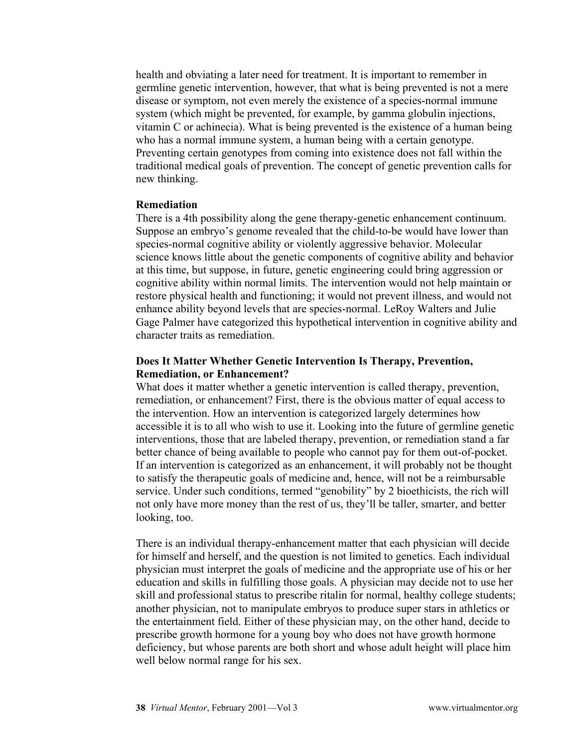health and obviating a later need for treatment. It is important to remember in germline genetic intervention, however, that what is being prevented is not a mere disease or symptom, not even merely the existence of a species-normal immune system (which might be prevented, for example, by gamma globulin injections, vitamin C or achinecia). What is being prevented is the existence of a human being who has a normal immune system, a human being with a certain genotype. Preventing certain genotypes from coming into existence does not fall within the traditional medical goals of prevention. The concept of genetic prevention calls for new thinking.

**Remediation**

There is a 4th possibility along the gene therapy-genetic enhancement continuum. Suppose an embryo's genome revealed that the child-to-be would have lower than species-normal cognitive ability or violently aggressive behavior. Molecular science knows little about the genetic components of cognitive ability and behavior at this time, but suppose, in future, genetic engineering could bring aggression or cognitive ability within normal limits. The intervention would not help maintain or restore physical health and functioning; it would not prevent illness, and would not enhance ability beyond levels that are species-normal. LeRoy Walters and Julie Gage Palmer have categorized this hypothetical intervention in cognitive ability and character traits as remediation.

**Does It Matter Whether Genetic Intervention Is Therapy, Prevention, Remediation, or Enhancement?**

What does it matter whether a genetic intervention is called therapy, prevention, remediation, or enhancement? First, there is the obvious matter of equal access to the intervention. How an intervention is categorized largely determines how accessible it is to all who wish to use it. Looking into the future of germline genetic interventions, those that are labeled therapy, prevention, or remediation stand a far better chance of being available to people who cannot pay for them out-of-pocket. If an intervention is categorized as an enhancement, it will probably not be thought to satisfy the therapeutic goals of medicine and, hence, will not be a reimbursable service. Under such conditions, termed "genobility" by 2 bioethicists, the rich will not only have more money than the rest of us, they'll be taller, smarter, and better looking, too.

There is an individual therapy-enhancement matter that each physician will decide for himself and herself, and the question is not limited to genetics. Each individual physician must interpret the goals of medicine and the appropriate use of his or her education and skills in fulfilling those goals. A physician may decide not to use her skill and professional status to prescribe ritalin for normal, healthy college students; another physician, not to manipulate embryos to produce super stars in athletics or the entertainment field. Either of these physician may, on the other hand, decide to prescribe growth hormone for a young boy who does not have growth hormone deficiency, but whose parents are both short and whose adult height will place him well below normal range for his sex.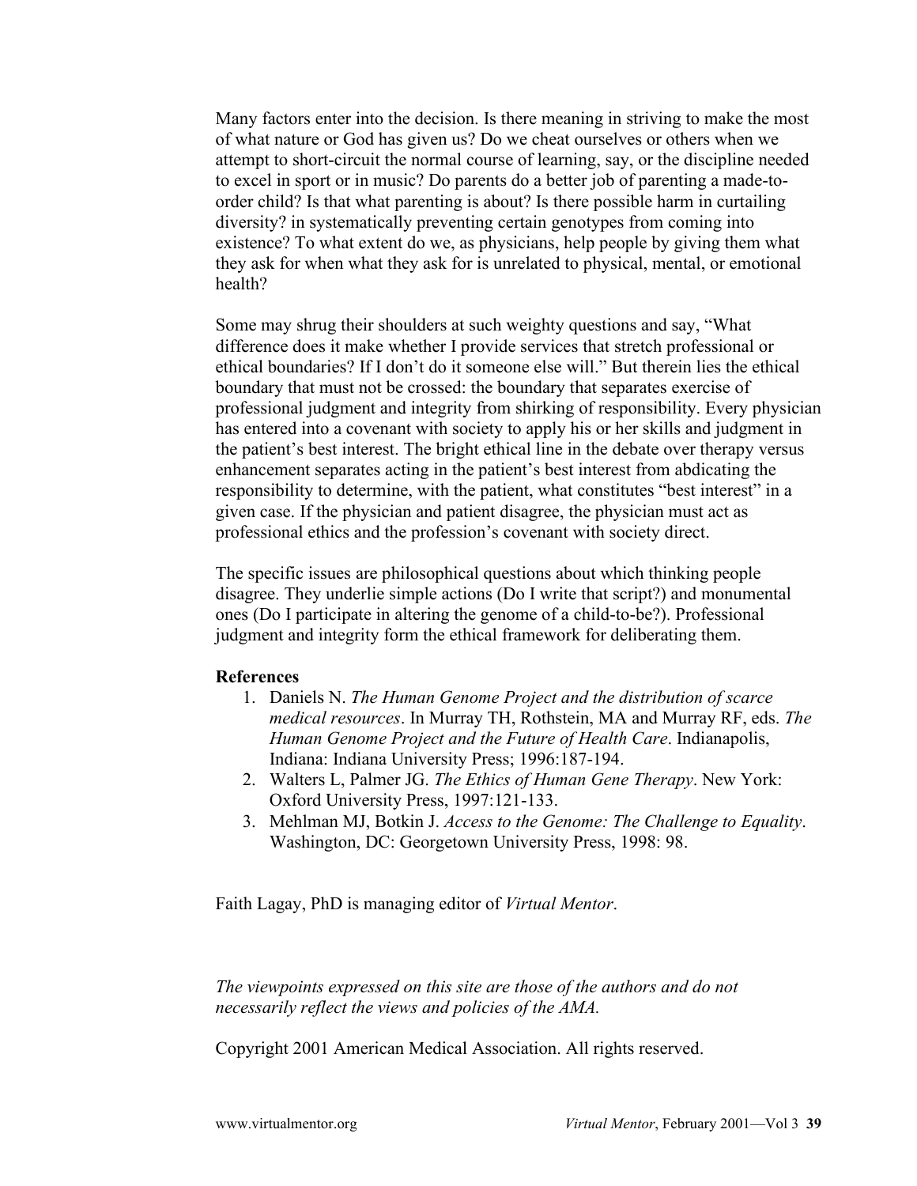Many factors enter into the decision. Is there meaning in striving to make the most of what nature or God has given us? Do we cheat ourselves or others when we attempt to short-circuit the normal course of learning, say, or the discipline needed to excel in sport or in music? Do parents do a better job of parenting a made-to-order child? Is that what parenting is about? Is there possible harm in curtailing diversity? in systematically preventing certain genotypes from coming into existence? To what extent do we, as physicians, help people by giving them what they ask for when what they ask for is unrelated to physical, mental, or emotional health?

Some may shrug their shoulders at such weighty questions and say, "What difference does it make whether I provide services that stretch professional or ethical boundaries? If I don't do it someone else will." But therein lies the ethical boundary that must not be crossed: the boundary that separates exercise of professional judgment and integrity from shirking of responsibility. Every physician has entered into a covenant with society to apply his or her skills and judgment in the patient's best interest. The bright ethical line in the debate over therapy versus enhancement separates acting in the patient's best interest from abdicating the responsibility to determine, with the patient, what constitutes "best interest" in a given case. If the physician and patient disagree, the physician must act as professional ethics and the profession's covenant with society direct.

The specific issues are philosophical questions about which thinking people disagree. They underlie simple actions (Do I write that script?) and monumental ones (Do I participate in altering the genome of a child-to-be?). Professional judgment and integrity form the ethical framework for deliberating them.

**References**

1. Daniels N. *The Human Genome Project and the distribution of scarce medical resources*. In Murray TH, Rothstein, MA and Murray RF, eds. *The Human Genome Project and the Future of Health Care*. Indianapolis, Indiana: Indiana University Press; 1996:187-194.
2. Walters L, Palmer JG. *The Ethics of Human Gene Therapy*. New York: Oxford University Press, 1997:121-133.
3. Mehlman MJ, Botkin J. *Access to the Genome: The Challenge to Equality*. Washington, DC: Georgetown University Press, 1998: 98.

Faith Lagay, PhD is managing editor of *Virtual Mentor*.

*The viewpoints expressed on this site are those of the authors and do not necessarily reflect the views and policies of the AMA.*

Copyright 2001 American Medical Association. All rights reserved.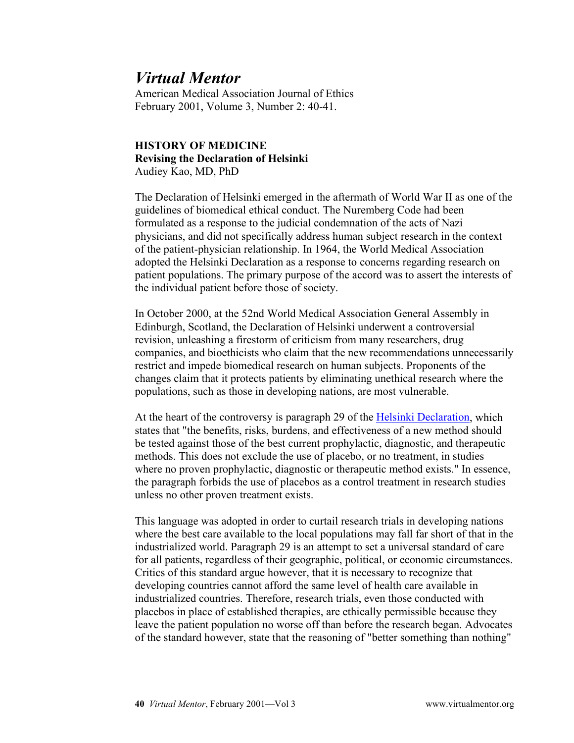# *Virtual Mentor*

American Medical Association Journal of Ethics
February 2001, Volume 3, Number 2: 40-41.

**HISTORY OF MEDICINE**
**Revising the Declaration of Helsinki**
Audiey Kao, MD, PhD

The Declaration of Helsinki emerged in the aftermath of World War II as one of the guidelines of biomedical ethical conduct. The Nuremberg Code had been formulated as a response to the judicial condemnation of the acts of Nazi physicians, and did not specifically address human subject research in the context of the patient-physician relationship. In 1964, the World Medical Association adopted the Helsinki Declaration as a response to concerns regarding research on patient populations. The primary purpose of the accord was to assert the interests of the individual patient before those of society.

In October 2000, at the 52nd World Medical Association General Assembly in Edinburgh, Scotland, the Declaration of Helsinki underwent a controversial revision, unleashing a firestorm of criticism from many researchers, drug companies, and bioethicists who claim that the new recommendations unnecessarily restrict and impede biomedical research on human subjects. Proponents of the changes claim that it protects patients by eliminating unethical research where the populations, such as those in developing nations, are most vulnerable.

At the heart of the controversy is paragraph 29 of the Helsinki Declaration, which states that "the benefits, risks, burdens, and effectiveness of a new method should be tested against those of the best current prophylactic, diagnostic, and therapeutic methods. This does not exclude the use of placebo, or no treatment, in studies where no proven prophylactic, diagnostic or therapeutic method exists." In essence, the paragraph forbids the use of placebos as a control treatment in research studies unless no other proven treatment exists.

This language was adopted in order to curtail research trials in developing nations where the best care available to the local populations may fall far short of that in the industrialized world. Paragraph 29 is an attempt to set a universal standard of care for all patients, regardless of their geographic, political, or economic circumstances. Critics of this standard argue however, that it is necessary to recognize that developing countries cannot afford the same level of health care available in industrialized countries. Therefore, research trials, even those conducted with placebos in place of established therapies, are ethically permissible because they leave the patient population no worse off than before the research began. Advocates of the standard however, state that the reasoning of "better something than nothing"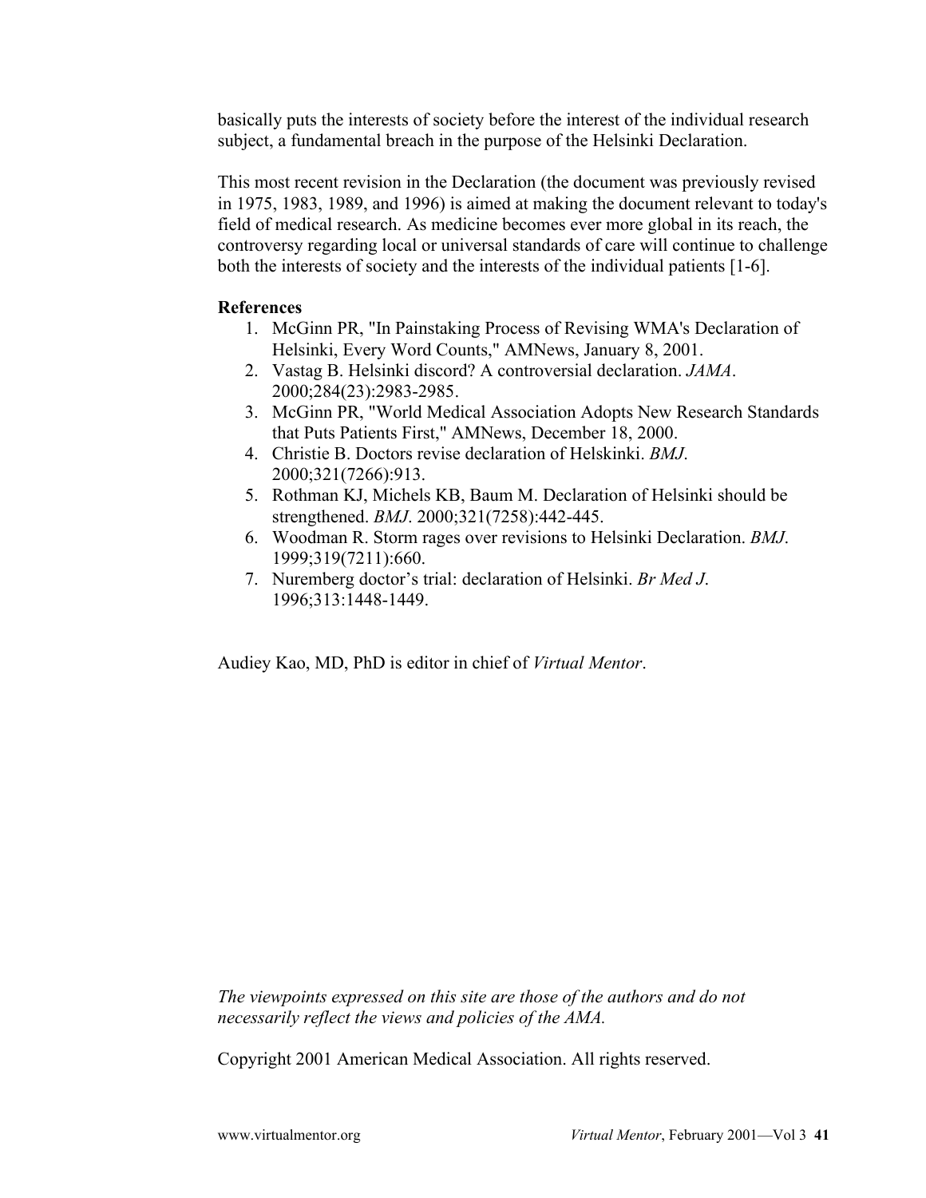basically puts the interests of society before the interest of the individual research subject, a fundamental breach in the purpose of the Helsinki Declaration.

This most recent revision in the Declaration (the document was previously revised in 1975, 1983, 1989, and 1996) is aimed at making the document relevant to today's field of medical research. As medicine becomes ever more global in its reach, the controversy regarding local or universal standards of care will continue to challenge both the interests of society and the interests of the individual patients [1-6].

**References**

1. McGinn PR, "In Painstaking Process of Revising WMA's Declaration of Helsinki, Every Word Counts," AMNews, January 8, 2001.
2. Vastag B. Helsinki discord? A controversial declaration. *JAMA*. 2000;284(23):2983-2985.
3. McGinn PR, "World Medical Association Adopts New Research Standards that Puts Patients First," AMNews, December 18, 2000.
4. Christie B. Doctors revise declaration of Helskinki. *BMJ*. 2000;321(7266):913.
5. Rothman KJ, Michels KB, Baum M. Declaration of Helsinki should be strengthened. *BMJ*. 2000;321(7258):442-445.
6. Woodman R. Storm rages over revisions to Helsinki Declaration. *BMJ*. 1999;319(7211):660.
7. Nuremberg doctor's trial: declaration of Helsinki. *Br Med J*. 1996;313:1448-1449.

Audiey Kao, MD, PhD is editor in chief of *Virtual Mentor*.

*The viewpoints expressed on this site are those of the authors and do not necessarily reflect the views and policies of the AMA.*

Copyright 2001 American Medical Association. All rights reserved.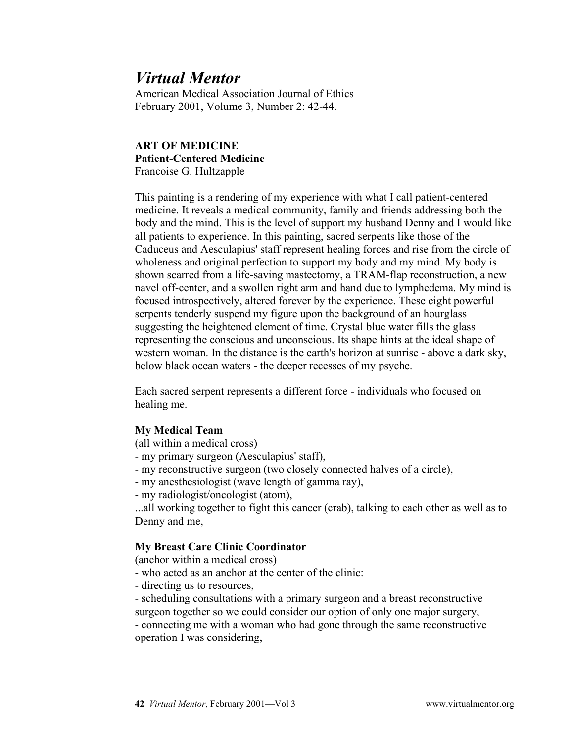# *Virtual Mentor*

American Medical Association Journal of Ethics
February 2001, Volume 3, Number 2: 42-44.

**ART OF MEDICINE**
**Patient-Centered Medicine**
Francoise G. Hultzapple

This painting is a rendering of my experience with what I call patient-centered medicine. It reveals a medical community, family and friends addressing both the body and the mind. This is the level of support my husband Denny and I would like all patients to experience. In this painting, sacred serpents like those of the Caduceus and Aesculapius' staff represent healing forces and rise from the circle of wholeness and original perfection to support my body and my mind. My body is shown scarred from a life-saving mastectomy, a TRAM-flap reconstruction, a new navel off-center, and a swollen right arm and hand due to lymphedema. My mind is focused introspectively, altered forever by the experience. These eight powerful serpents tenderly suspend my figure upon the background of an hourglass suggesting the heightened element of time. Crystal blue water fills the glass representing the conscious and unconscious. Its shape hints at the ideal shape of western woman. In the distance is the earth's horizon at sunrise - above a dark sky, below black ocean waters - the deeper recesses of my psyche.

Each sacred serpent represents a different force - individuals who focused on healing me.

**My Medical Team**

(all within a medical cross)

- my primary surgeon (Aesculapius' staff),
- my reconstructive surgeon (two closely connected halves of a circle),
- my anesthesiologist (wave length of gamma ray),
- my radiologist/oncologist (atom),

...all working together to fight this cancer (crab), talking to each other as well as to Denny and me,

**My Breast Care Clinic Coordinator**

(anchor within a medical cross)

- who acted as an anchor at the center of the clinic:
- directing us to resources,
- scheduling consultations with a primary surgeon and a breast reconstructive surgeon together so we could consider our option of only one major surgery,
- connecting me with a woman who had gone through the same reconstructive operation I was considering,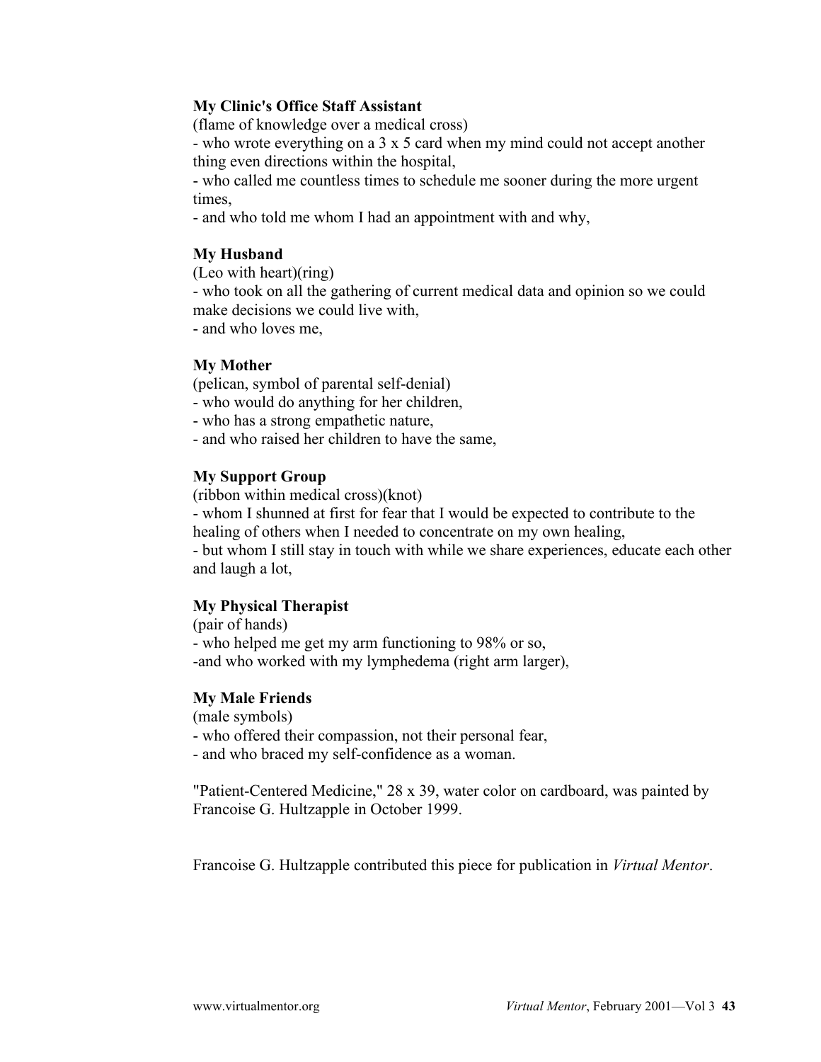**My Clinic's Office Staff Assistant**

(flame of knowledge over a medical cross)

- who wrote everything on a 3 x 5 card when my mind could not accept another thing even directions within the hospital,
- who called me countless times to schedule me sooner during the more urgent times,
- and who told me whom I had an appointment with and why,

**My Husband**

(Leo with heart)(ring)

- who took on all the gathering of current medical data and opinion so we could make decisions we could live with,
- and who loves me,

**My Mother**

(pelican, symbol of parental self-denial)

- who would do anything for her children,
- who has a strong empathetic nature,
- and who raised her children to have the same,

**My Support Group**

(ribbon within medical cross)(knot)

- whom I shunned at first for fear that I would be expected to contribute to the healing of others when I needed to concentrate on my own healing,
- but whom I still stay in touch with while we share experiences, educate each other and laugh a lot,

**My Physical Therapist**

(pair of hands)

- who helped me get my arm functioning to 98% or so,
- and who worked with my lymphedema (right arm larger),

**My Male Friends**

(male symbols)

- who offered their compassion, not their personal fear,
- and who braced my self-confidence as a woman.

"Patient-Centered Medicine," 28 x 39, water color on cardboard, was painted by Francoise G. Hultzapple in October 1999.

Francoise G. Hultzapple contributed this piece for publication in *Virtual Mentor*.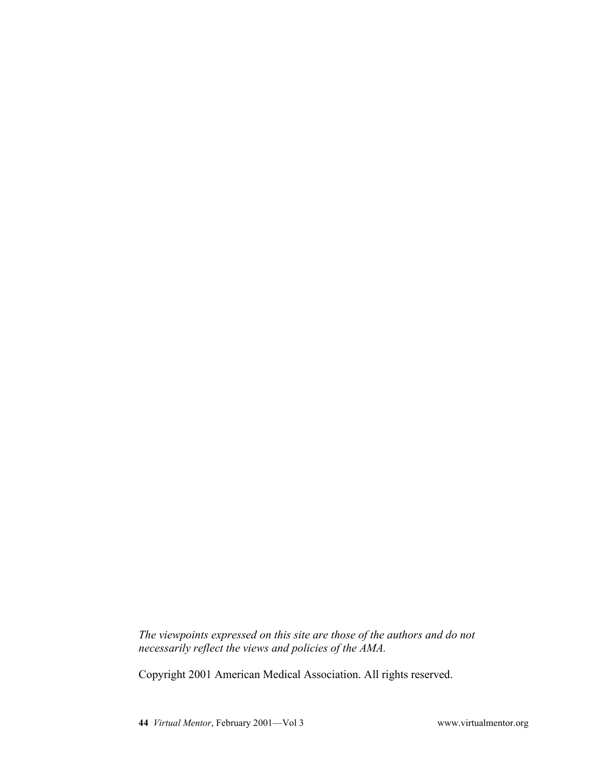*The viewpoints expressed on this site are those of the authors and do not necessarily reflect the views and policies of the AMA.*

Copyright 2001 American Medical Association. All rights reserved.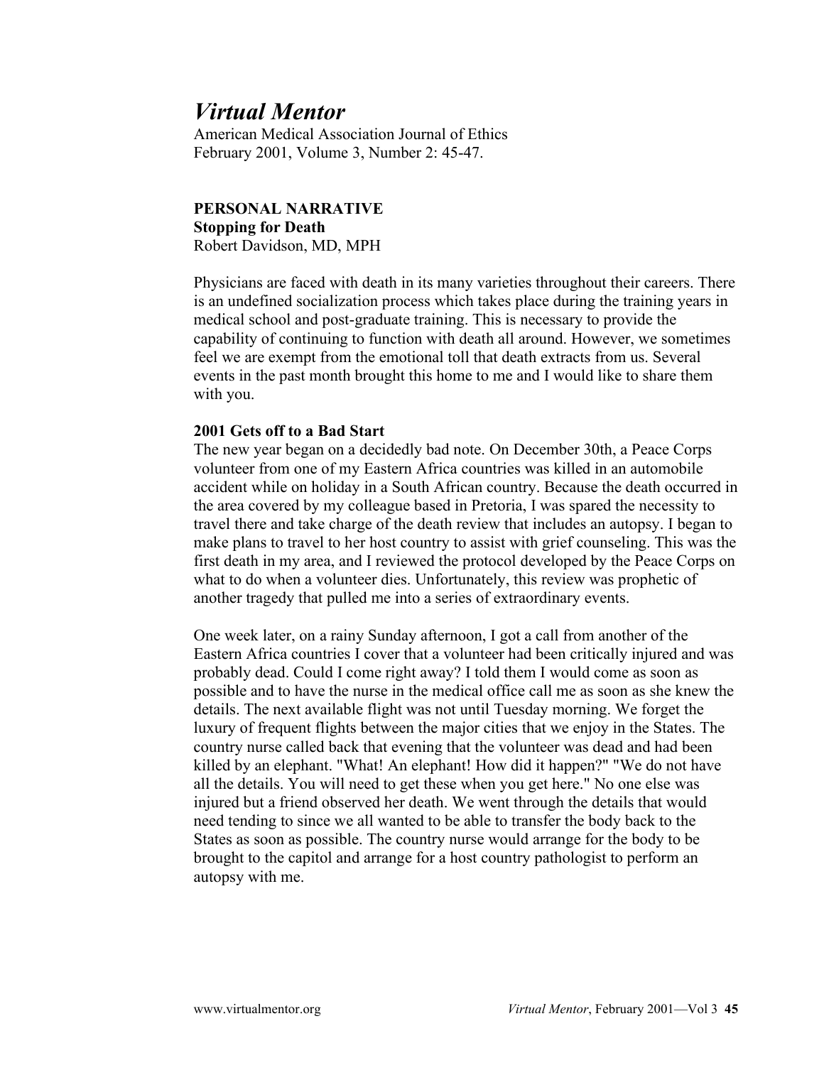# *Virtual Mentor*

American Medical Association Journal of Ethics
February 2001, Volume 3, Number 2: 45-47.

**PERSONAL NARRATIVE**
**Stopping for Death**
Robert Davidson, MD, MPH

Physicians are faced with death in its many varieties throughout their careers. There is an undefined socialization process which takes place during the training years in medical school and post-graduate training. This is necessary to provide the capability of continuing to function with death all around. However, we sometimes feel we are exempt from the emotional toll that death extracts from us. Several events in the past month brought this home to me and I would like to share them with you.

**2001 Gets off to a Bad Start**

The new year began on a decidedly bad note. On December 30th, a Peace Corps volunteer from one of my Eastern Africa countries was killed in an automobile accident while on holiday in a South African country. Because the death occurred in the area covered by my colleague based in Pretoria, I was spared the necessity to travel there and take charge of the death review that includes an autopsy. I began to make plans to travel to her host country to assist with grief counseling. This was the first death in my area, and I reviewed the protocol developed by the Peace Corps on what to do when a volunteer dies. Unfortunately, this review was prophetic of another tragedy that pulled me into a series of extraordinary events.

One week later, on a rainy Sunday afternoon, I got a call from another of the Eastern Africa countries I cover that a volunteer had been critically injured and was probably dead. Could I come right away? I told them I would come as soon as possible and to have the nurse in the medical office call me as soon as she knew the details. The next available flight was not until Tuesday morning. We forget the luxury of frequent flights between the major cities that we enjoy in the States. The country nurse called back that evening that the volunteer was dead and had been killed by an elephant. "What! An elephant! How did it happen?" "We do not have all the details. You will need to get these when you get here." No one else was injured but a friend observed her death. We went through the details that would need tending to since we all wanted to be able to transfer the body back to the States as soon as possible. The country nurse would arrange for the body to be brought to the capitol and arrange for a host country pathologist to perform an autopsy with me.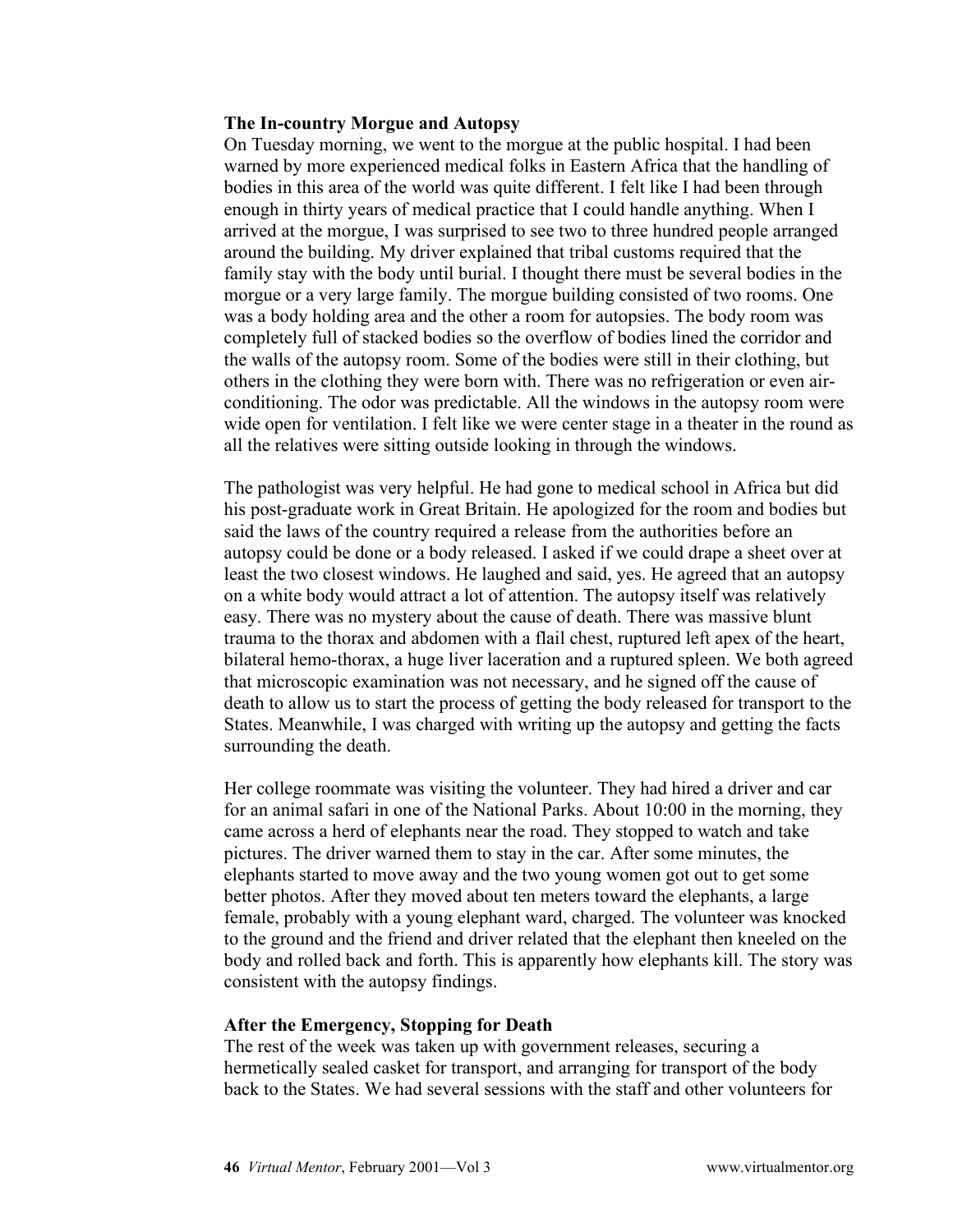### The In-country Morgue and Autopsy

On Tuesday morning, we went to the morgue at the public hospital. I had been warned by more experienced medical folks in Eastern Africa that the handling of bodies in this area of the world was quite different. I felt like I had been through enough in thirty years of medical practice that I could handle anything. When I arrived at the morgue, I was surprised to see two to three hundred people arranged around the building. My driver explained that tribal customs required that the family stay with the body until burial. I thought there must be several bodies in the morgue or a very large family. The morgue building consisted of two rooms. One was a body holding area and the other a room for autopsies. The body room was completely full of stacked bodies so the overflow of bodies lined the corridor and the walls of the autopsy room. Some of the bodies were still in their clothing, but others in the clothing they were born with. There was no refrigeration or even air-conditioning. The odor was predictable. All the windows in the autopsy room were wide open for ventilation. I felt like we were center stage in a theater in the round as all the relatives were sitting outside looking in through the windows.

The pathologist was very helpful. He had gone to medical school in Africa but did his post-graduate work in Great Britain. He apologized for the room and bodies but said the laws of the country required a release from the authorities before an autopsy could be done or a body released. I asked if we could drape a sheet over at least the two closest windows. He laughed and said, yes. He agreed that an autopsy on a white body would attract a lot of attention. The autopsy itself was relatively easy. There was no mystery about the cause of death. There was massive blunt trauma to the thorax and abdomen with a flail chest, ruptured left apex of the heart, bilateral hemo-thorax, a huge liver laceration and a ruptured spleen. We both agreed that microscopic examination was not necessary, and he signed off the cause of death to allow us to start the process of getting the body released for transport to the States. Meanwhile, I was charged with writing up the autopsy and getting the facts surrounding the death.

Her college roommate was visiting the volunteer. They had hired a driver and car for an animal safari in one of the National Parks. About 10:00 in the morning, they came across a herd of elephants near the road. They stopped to watch and take pictures. The driver warned them to stay in the car. After some minutes, the elephants started to move away and the two young women got out to get some better photos. After they moved about ten meters toward the elephants, a large female, probably with a young elephant ward, charged. The volunteer was knocked to the ground and the friend and driver related that the elephant then kneeled on the body and rolled back and forth. This is apparently how elephants kill. The story was consistent with the autopsy findings.

### After the Emergency, Stopping for Death

The rest of the week was taken up with government releases, securing a hermetically sealed casket for transport, and arranging for transport of the body back to the States. We had several sessions with the staff and other volunteers for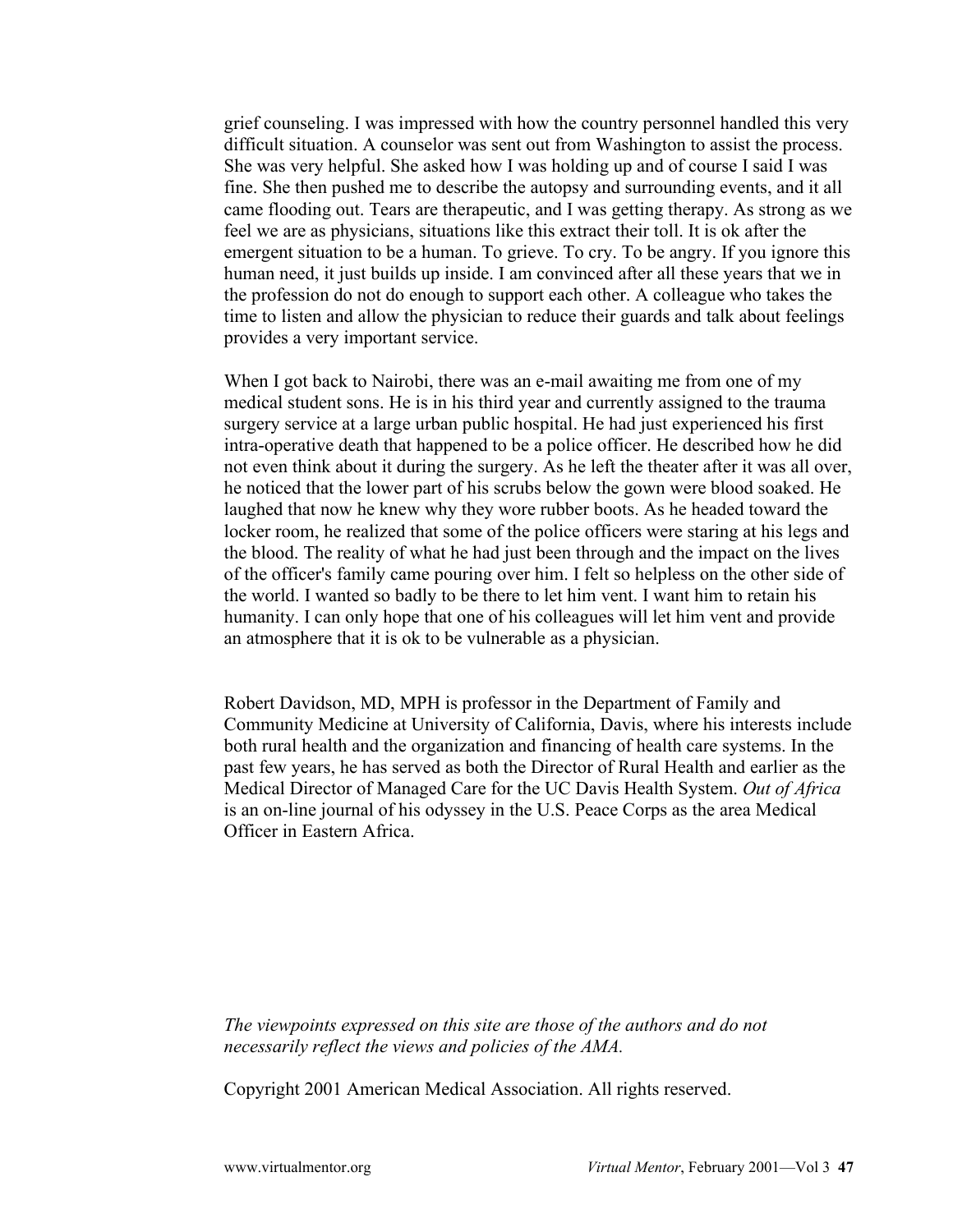grief counseling. I was impressed with how the country personnel handled this very difficult situation. A counselor was sent out from Washington to assist the process. She was very helpful. She asked how I was holding up and of course I said I was fine. She then pushed me to describe the autopsy and surrounding events, and it all came flooding out. Tears are therapeutic, and I was getting therapy. As strong as we feel we are as physicians, situations like this extract their toll. It is ok after the emergent situation to be a human. To grieve. To cry. To be angry. If you ignore this human need, it just builds up inside. I am convinced after all these years that we in the profession do not do enough to support each other. A colleague who takes the time to listen and allow the physician to reduce their guards and talk about feelings provides a very important service.

When I got back to Nairobi, there was an e-mail awaiting me from one of my medical student sons. He is in his third year and currently assigned to the trauma surgery service at a large urban public hospital. He had just experienced his first intra-operative death that happened to be a police officer. He described how he did not even think about it during the surgery. As he left the theater after it was all over, he noticed that the lower part of his scrubs below the gown were blood soaked. He laughed that now he knew why they wore rubber boots. As he headed toward the locker room, he realized that some of the police officers were staring at his legs and the blood. The reality of what he had just been through and the impact on the lives of the officer's family came pouring over him. I felt so helpless on the other side of the world. I wanted so badly to be there to let him vent. I want him to retain his humanity. I can only hope that one of his colleagues will let him vent and provide an atmosphere that it is ok to be vulnerable as a physician.

Robert Davidson, MD, MPH is professor in the Department of Family and Community Medicine at University of California, Davis, where his interests include both rural health and the organization and financing of health care systems. In the past few years, he has served as both the Director of Rural Health and earlier as the Medical Director of Managed Care for the UC Davis Health System. *Out of Africa* is an on-line journal of his odyssey in the U.S. Peace Corps as the area Medical Officer in Eastern Africa.

*The viewpoints expressed on this site are those of the authors and do not necessarily reflect the views and policies of the AMA.*

Copyright 2001 American Medical Association. All rights reserved.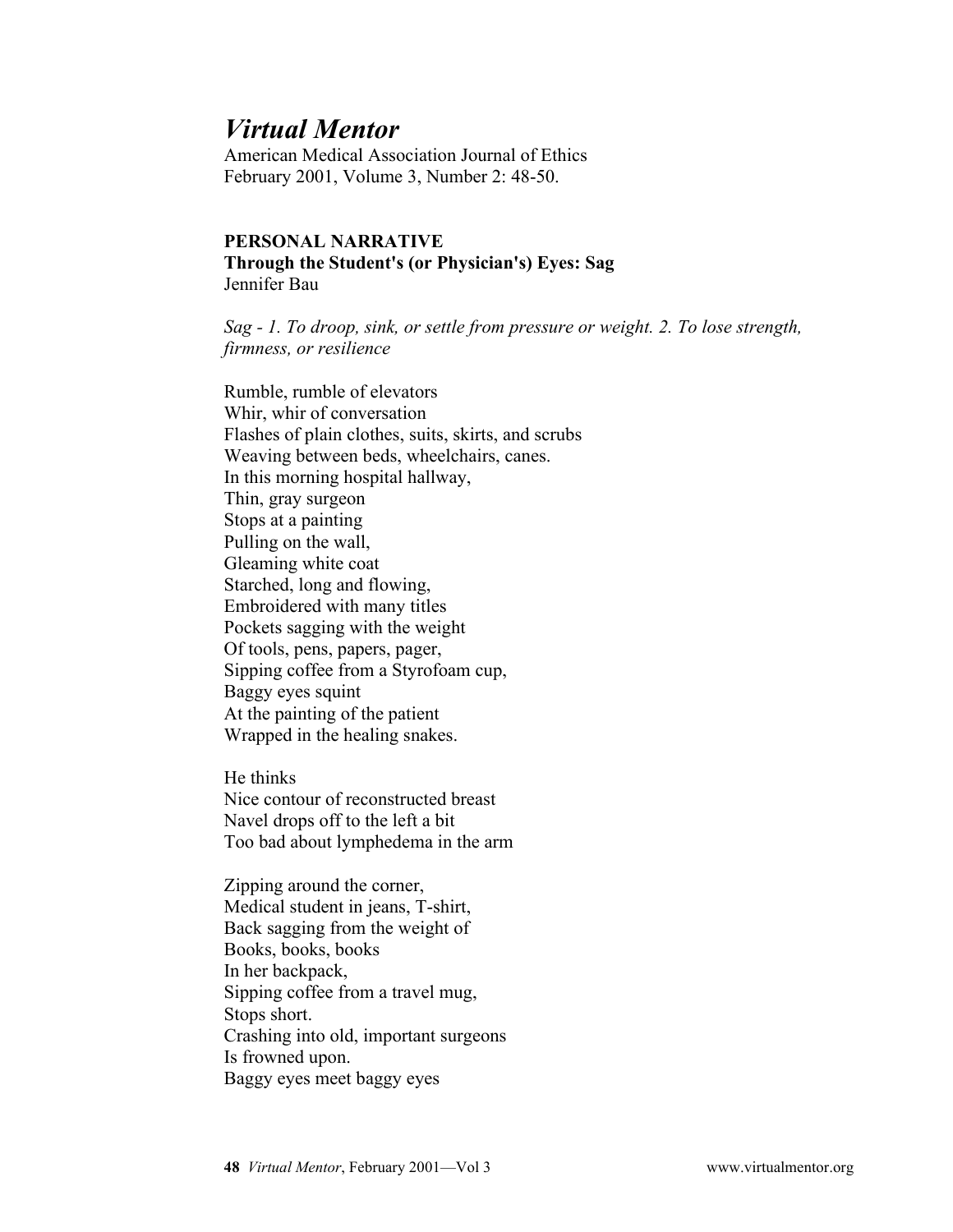# *Virtual Mentor*

American Medical Association Journal of Ethics
February 2001, Volume 3, Number 2: 48-50.

**PERSONAL NARRATIVE**
**Through the Student's (or Physician's) Eyes: Sag**
Jennifer Bau

*Sag - 1. To droop, sink, or settle from pressure or weight. 2. To lose strength, firmness, or resilience*

Rumble, rumble of elevators
Whir, whir of conversation
Flashes of plain clothes, suits, skirts, and scrubs
Weaving between beds, wheelchairs, canes.
In this morning hospital hallway,
Thin, gray surgeon
Stops at a painting
Pulling on the wall,
Gleaming white coat
Starched, long and flowing,
Embroidered with many titles
Pockets sagging with the weight
Of tools, pens, papers, pager,
Sipping coffee from a Styrofoam cup,
Baggy eyes squint
At the painting of the patient
Wrapped in the healing snakes.

He thinks
Nice contour of reconstructed breast
Navel drops off to the left a bit
Too bad about lymphedema in the arm

Zipping around the corner,
Medical student in jeans, T-shirt,
Back sagging from the weight of
Books, books, books
In her backpack,
Sipping coffee from a travel mug,
Stops short.
Crashing into old, important surgeons
Is frowned upon.
Baggy eyes meet baggy eyes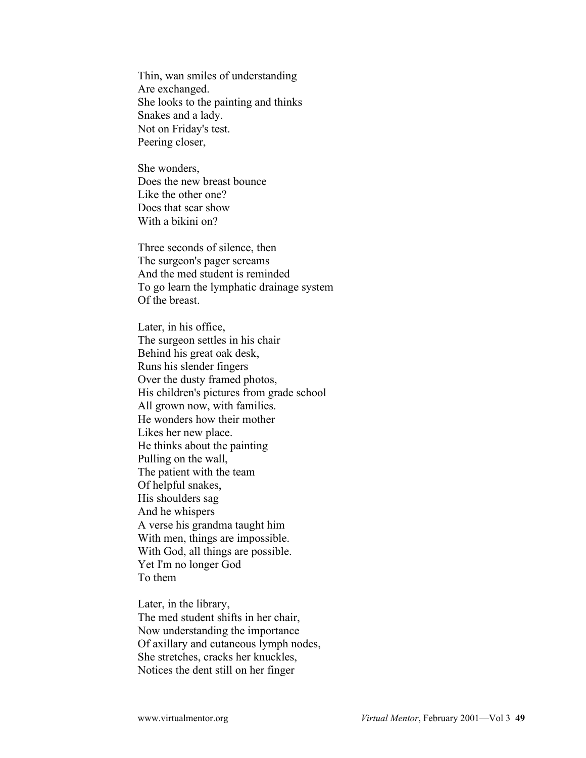Thin, wan smiles of understanding
Are exchanged.
She looks to the painting and thinks
Snakes and a lady.
Not on Friday's test.
Peering closer,

She wonders,
Does the new breast bounce
Like the other one?
Does that scar show
With a bikini on?

Three seconds of silence, then
The surgeon's pager screams
And the med student is reminded
To go learn the lymphatic drainage system
Of the breast.

Later, in his office,
The surgeon settles in his chair
Behind his great oak desk,
Runs his slender fingers
Over the dusty framed photos,
His children's pictures from grade school
All grown now, with families.
He wonders how their mother
Likes her new place.
He thinks about the painting
Pulling on the wall,
The patient with the team
Of helpful snakes,
His shoulders sag
And he whispers
A verse his grandma taught him
With men, things are impossible.
With God, all things are possible.
Yet I'm no longer God
To them

Later, in the library,
The med student shifts in her chair,
Now understanding the importance
Of axillary and cutaneous lymph nodes,
She stretches, cracks her knuckles,
Notices the dent still on her finger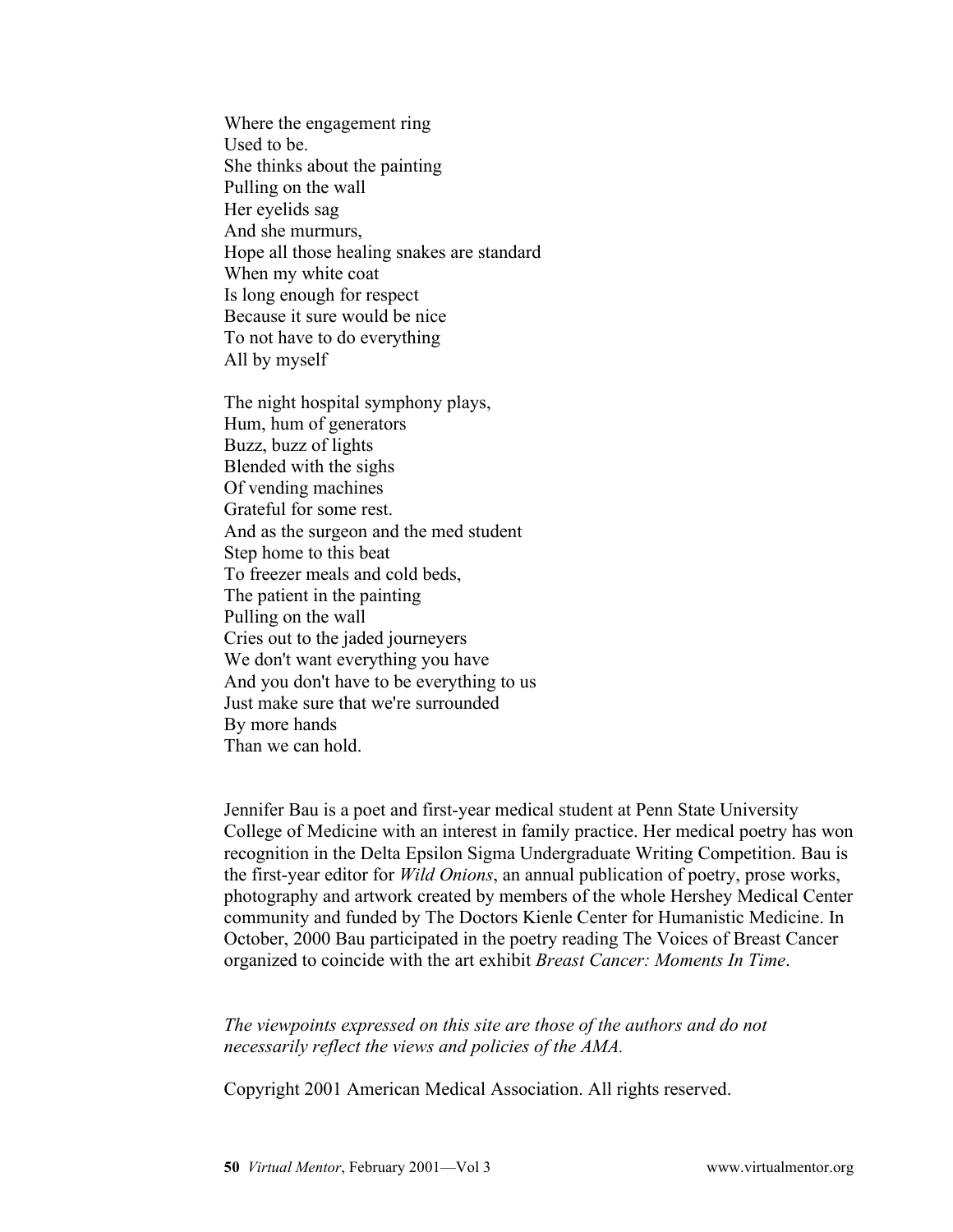Where the engagement ring
Used to be.
She thinks about the painting
Pulling on the wall
Her eyelids sag
And she murmurs,
Hope all those healing snakes are standard
When my white coat
Is long enough for respect
Because it sure would be nice
To not have to do everything
All by myself

The night hospital symphony plays,
Hum, hum of generators
Buzz, buzz of lights
Blended with the sighs
Of vending machines
Grateful for some rest.
And as the surgeon and the med student
Step home to this beat
To freezer meals and cold beds,
The patient in the painting
Pulling on the wall
Cries out to the jaded journeyers
We don't want everything you have
And you don't have to be everything to us
Just make sure that we're surrounded
By more hands
Than we can hold.

Jennifer Bau is a poet and first-year medical student at Penn State University College of Medicine with an interest in family practice. Her medical poetry has won recognition in the Delta Epsilon Sigma Undergraduate Writing Competition. Bau is the first-year editor for *Wild Onions*, an annual publication of poetry, prose works, photography and artwork created by members of the whole Hershey Medical Center community and funded by The Doctors Kienle Center for Humanistic Medicine. In October, 2000 Bau participated in the poetry reading The Voices of Breast Cancer organized to coincide with the art exhibit *Breast Cancer: Moments In Time*.

*The viewpoints expressed on this site are those of the authors and do not necessarily reflect the views and policies of the AMA.*

Copyright 2001 American Medical Association. All rights reserved.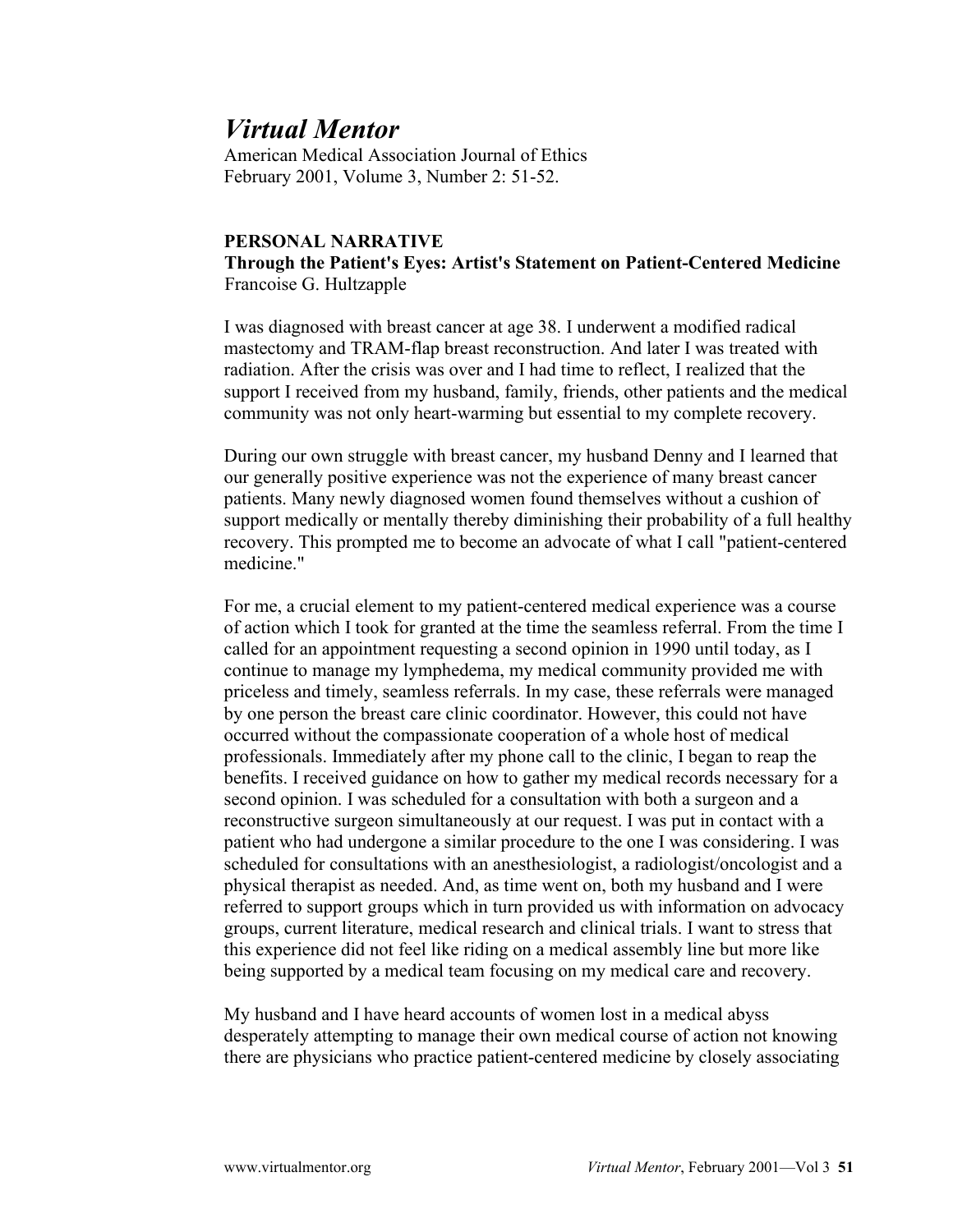# *Virtual Mentor*

American Medical Association Journal of Ethics
February 2001, Volume 3, Number 2: 51-52.

**PERSONAL NARRATIVE**
**Through the Patient's Eyes: Artist's Statement on Patient-Centered Medicine**
Francoise G. Hultzapple

I was diagnosed with breast cancer at age 38. I underwent a modified radical mastectomy and TRAM-flap breast reconstruction. And later I was treated with radiation. After the crisis was over and I had time to reflect, I realized that the support I received from my husband, family, friends, other patients and the medical community was not only heart-warming but essential to my complete recovery.

During our own struggle with breast cancer, my husband Denny and I learned that our generally positive experience was not the experience of many breast cancer patients. Many newly diagnosed women found themselves without a cushion of support medically or mentally thereby diminishing their probability of a full healthy recovery. This prompted me to become an advocate of what I call "patient-centered medicine."

For me, a crucial element to my patient-centered medical experience was a course of action which I took for granted at the time the seamless referral. From the time I called for an appointment requesting a second opinion in 1990 until today, as I continue to manage my lymphedema, my medical community provided me with priceless and timely, seamless referrals. In my case, these referrals were managed by one person the breast care clinic coordinator. However, this could not have occurred without the compassionate cooperation of a whole host of medical professionals. Immediately after my phone call to the clinic, I began to reap the benefits. I received guidance on how to gather my medical records necessary for a second opinion. I was scheduled for a consultation with both a surgeon and a reconstructive surgeon simultaneously at our request. I was put in contact with a patient who had undergone a similar procedure to the one I was considering. I was scheduled for consultations with an anesthesiologist, a radiologist/oncologist and a physical therapist as needed. And, as time went on, both my husband and I were referred to support groups which in turn provided us with information on advocacy groups, current literature, medical research and clinical trials. I want to stress that this experience did not feel like riding on a medical assembly line but more like being supported by a medical team focusing on my medical care and recovery.

My husband and I have heard accounts of women lost in a medical abyss desperately attempting to manage their own medical course of action not knowing there are physicians who practice patient-centered medicine by closely associating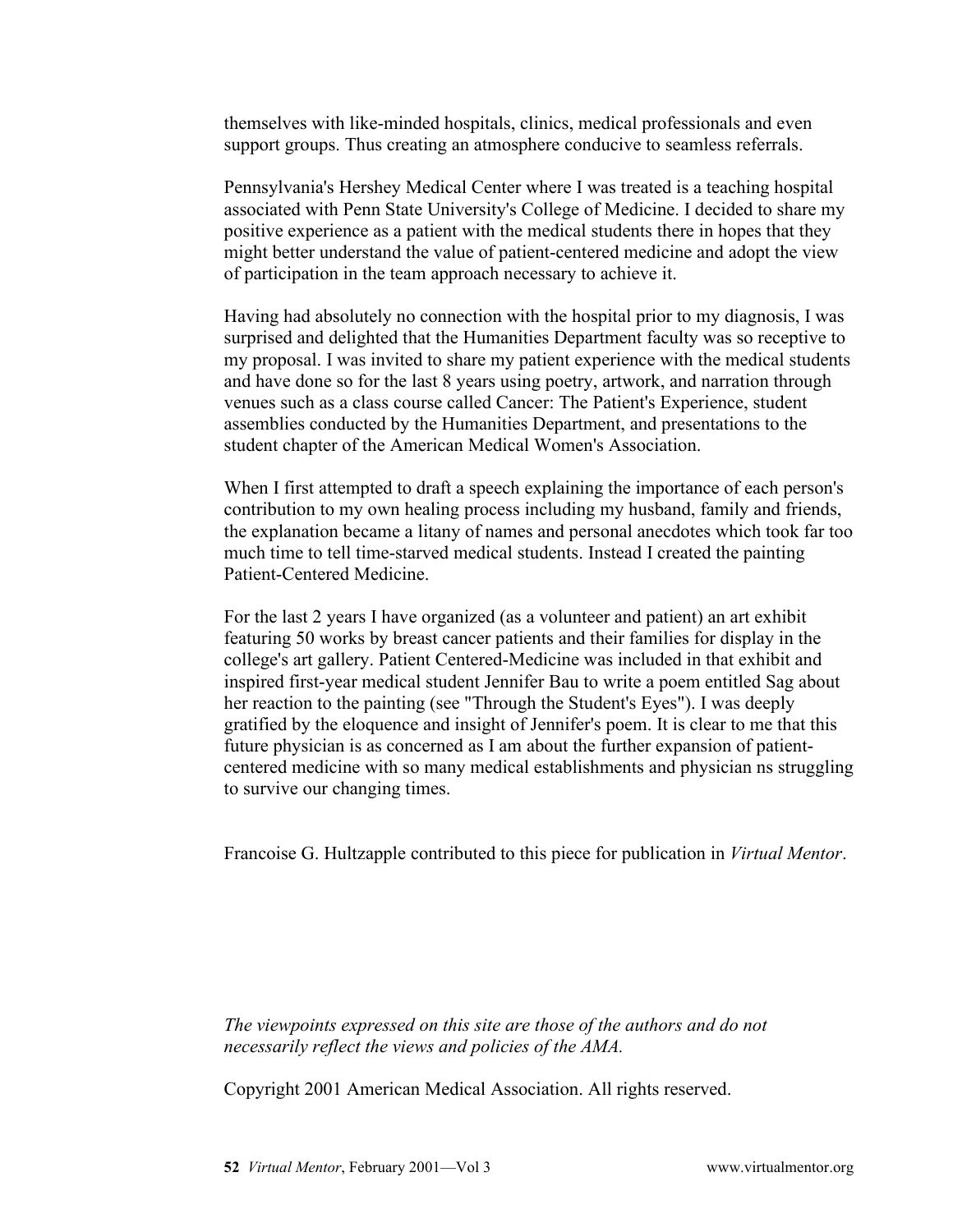themselves with like-minded hospitals, clinics, medical professionals and even support groups. Thus creating an atmosphere conducive to seamless referrals.

Pennsylvania's Hershey Medical Center where I was treated is a teaching hospital associated with Penn State University's College of Medicine. I decided to share my positive experience as a patient with the medical students there in hopes that they might better understand the value of patient-centered medicine and adopt the view of participation in the team approach necessary to achieve it.

Having had absolutely no connection with the hospital prior to my diagnosis, I was surprised and delighted that the Humanities Department faculty was so receptive to my proposal. I was invited to share my patient experience with the medical students and have done so for the last 8 years using poetry, artwork, and narration through venues such as a class course called Cancer: The Patient's Experience, student assemblies conducted by the Humanities Department, and presentations to the student chapter of the American Medical Women's Association.

When I first attempted to draft a speech explaining the importance of each person's contribution to my own healing process including my husband, family and friends, the explanation became a litany of names and personal anecdotes which took far too much time to tell time-starved medical students. Instead I created the painting Patient-Centered Medicine.

For the last 2 years I have organized (as a volunteer and patient) an art exhibit featuring 50 works by breast cancer patients and their families for display in the college's art gallery. Patient Centered-Medicine was included in that exhibit and inspired first-year medical student Jennifer Bau to write a poem entitled Sag about her reaction to the painting (see "Through the Student's Eyes"). I was deeply gratified by the eloquence and insight of Jennifer's poem. It is clear to me that this future physician is as concerned as I am about the further expansion of patient-centered medicine with so many medical establishments and physician ns struggling to survive our changing times.

Francoise G. Hultzapple contributed to this piece for publication in *Virtual Mentor*.

*The viewpoints expressed on this site are those of the authors and do not necessarily reflect the views and policies of the AMA.*

Copyright 2001 American Medical Association. All rights reserved.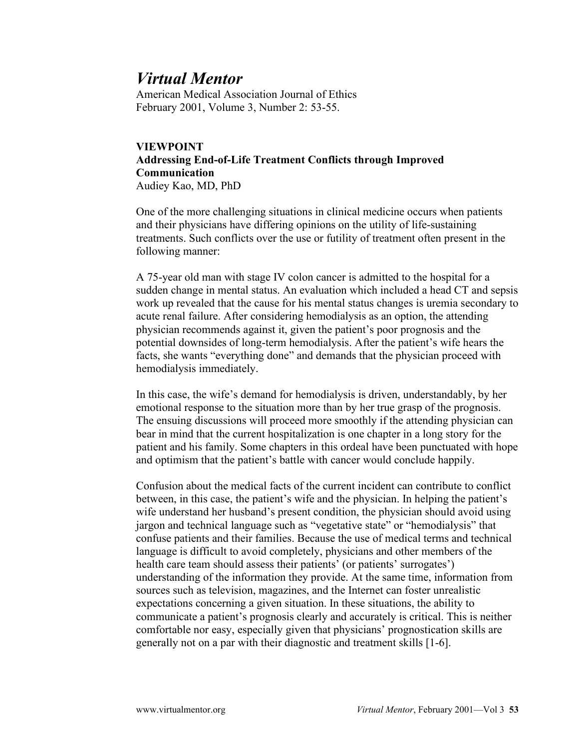# *Virtual Mentor*

American Medical Association Journal of Ethics
February 2001, Volume 3, Number 2: 53-55.

**VIEWPOINT**
**Addressing End-of-Life Treatment Conflicts through Improved Communication**
Audiey Kao, MD, PhD

One of the more challenging situations in clinical medicine occurs when patients and their physicians have differing opinions on the utility of life-sustaining treatments. Such conflicts over the use or futility of treatment often present in the following manner:

A 75-year old man with stage IV colon cancer is admitted to the hospital for a sudden change in mental status. An evaluation which included a head CT and sepsis work up revealed that the cause for his mental status changes is uremia secondary to acute renal failure. After considering hemodialysis as an option, the attending physician recommends against it, given the patient's poor prognosis and the potential downsides of long-term hemodialysis. After the patient's wife hears the facts, she wants "everything done" and demands that the physician proceed with hemodialysis immediately.

In this case, the wife's demand for hemodialysis is driven, understandably, by her emotional response to the situation more than by her true grasp of the prognosis. The ensuing discussions will proceed more smoothly if the attending physician can bear in mind that the current hospitalization is one chapter in a long story for the patient and his family. Some chapters in this ordeal have been punctuated with hope and optimism that the patient's battle with cancer would conclude happily.

Confusion about the medical facts of the current incident can contribute to conflict between, in this case, the patient's wife and the physician. In helping the patient's wife understand her husband's present condition, the physician should avoid using jargon and technical language such as "vegetative state" or "hemodialysis" that confuse patients and their families. Because the use of medical terms and technical language is difficult to avoid completely, physicians and other members of the health care team should assess their patients' (or patients' surrogates') understanding of the information they provide. At the same time, information from sources such as television, magazines, and the Internet can foster unrealistic expectations concerning a given situation. In these situations, the ability to communicate a patient's prognosis clearly and accurately is critical. This is neither comfortable nor easy, especially given that physicians' prognostication skills are generally not on a par with their diagnostic and treatment skills [1-6].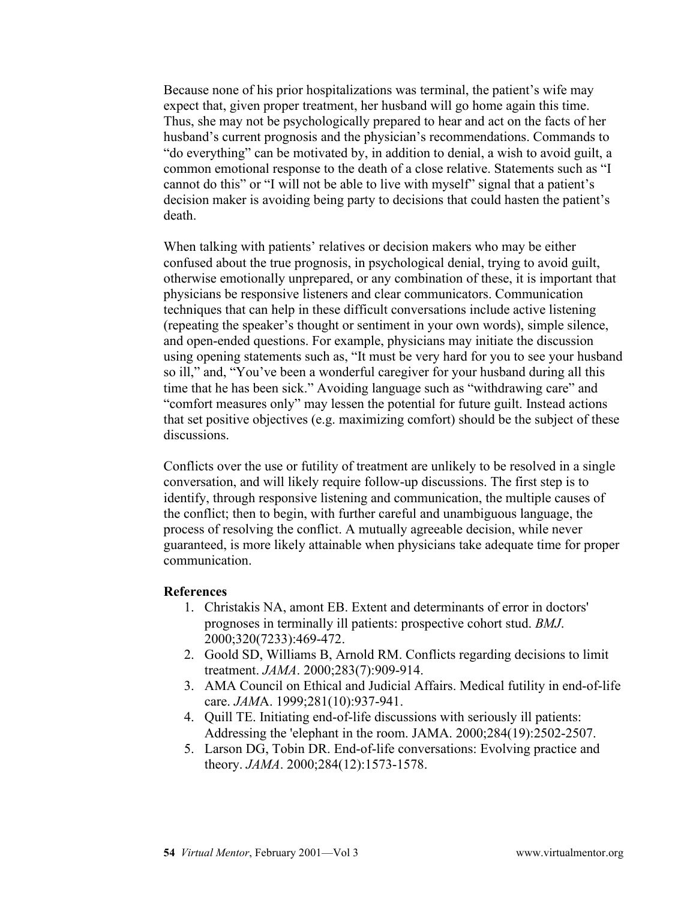Because none of his prior hospitalizations was terminal, the patient's wife may expect that, given proper treatment, her husband will go home again this time. Thus, she may not be psychologically prepared to hear and act on the facts of her husband's current prognosis and the physician's recommendations. Commands to "do everything" can be motivated by, in addition to denial, a wish to avoid guilt, a common emotional response to the death of a close relative. Statements such as "I cannot do this" or "I will not be able to live with myself" signal that a patient's decision maker is avoiding being party to decisions that could hasten the patient's death.

When talking with patients' relatives or decision makers who may be either confused about the true prognosis, in psychological denial, trying to avoid guilt, otherwise emotionally unprepared, or any combination of these, it is important that physicians be responsive listeners and clear communicators. Communication techniques that can help in these difficult conversations include active listening (repeating the speaker's thought or sentiment in your own words), simple silence, and open-ended questions. For example, physicians may initiate the discussion using opening statements such as, "It must be very hard for you to see your husband so ill," and, "You've been a wonderful caregiver for your husband during all this time that he has been sick." Avoiding language such as "withdrawing care" and "comfort measures only" may lessen the potential for future guilt. Instead actions that set positive objectives (e.g. maximizing comfort) should be the subject of these discussions.

Conflicts over the use or futility of treatment are unlikely to be resolved in a single conversation, and will likely require follow-up discussions. The first step is to identify, through responsive listening and communication, the multiple causes of the conflict; then to begin, with further careful and unambiguous language, the process of resolving the conflict. A mutually agreeable decision, while never guaranteed, is more likely attainable when physicians take adequate time for proper communication.

**References**

1. Christakis NA, amont EB. Extent and determinants of error in doctors' prognoses in terminally ill patients: prospective cohort stud. *BMJ*. 2000;320(7233):469-472.
2. Goold SD, Williams B, Arnold RM. Conflicts regarding decisions to limit treatment. *JAMA*. 2000;283(7):909-914.
3. AMA Council on Ethical and Judicial Affairs. Medical futility in end-of-life care. *JAM*A. 1999;281(10):937-941.
4. Quill TE. Initiating end-of-life discussions with seriously ill patients: Addressing the 'elephant in the room. JAMA. 2000;284(19):2502-2507.
5. Larson DG, Tobin DR. End-of-life conversations: Evolving practice and theory. *JAMA*. 2000;284(12):1573-1578.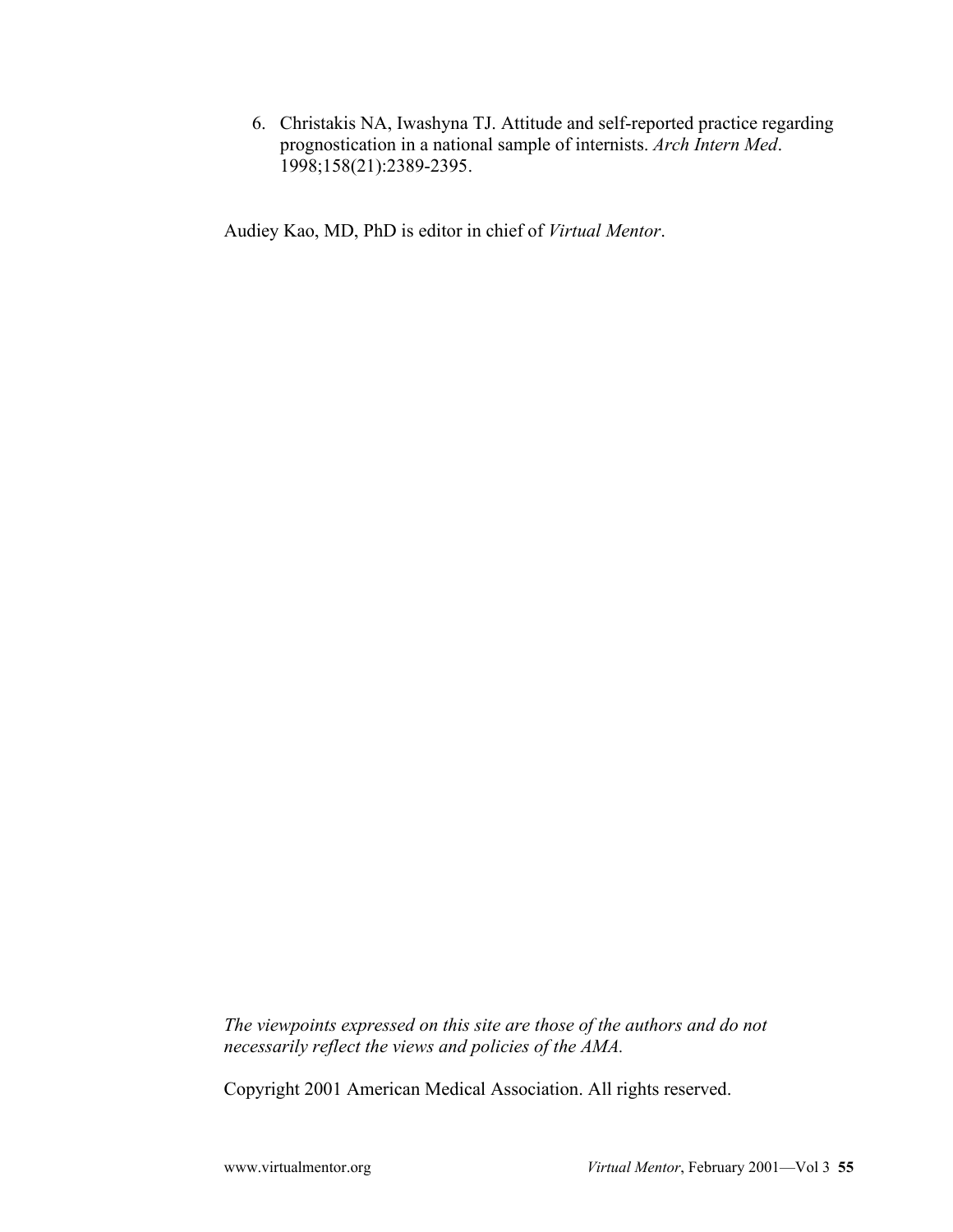6. Christakis NA, Iwashyna TJ. Attitude and self-reported practice regarding prognostication in a national sample of internists. *Arch Intern Med*. 1998;158(21):2389-2395.

Audiey Kao, MD, PhD is editor in chief of *Virtual Mentor*.

*The viewpoints expressed on this site are those of the authors and do not necessarily reflect the views and policies of the AMA.*

Copyright 2001 American Medical Association. All rights reserved.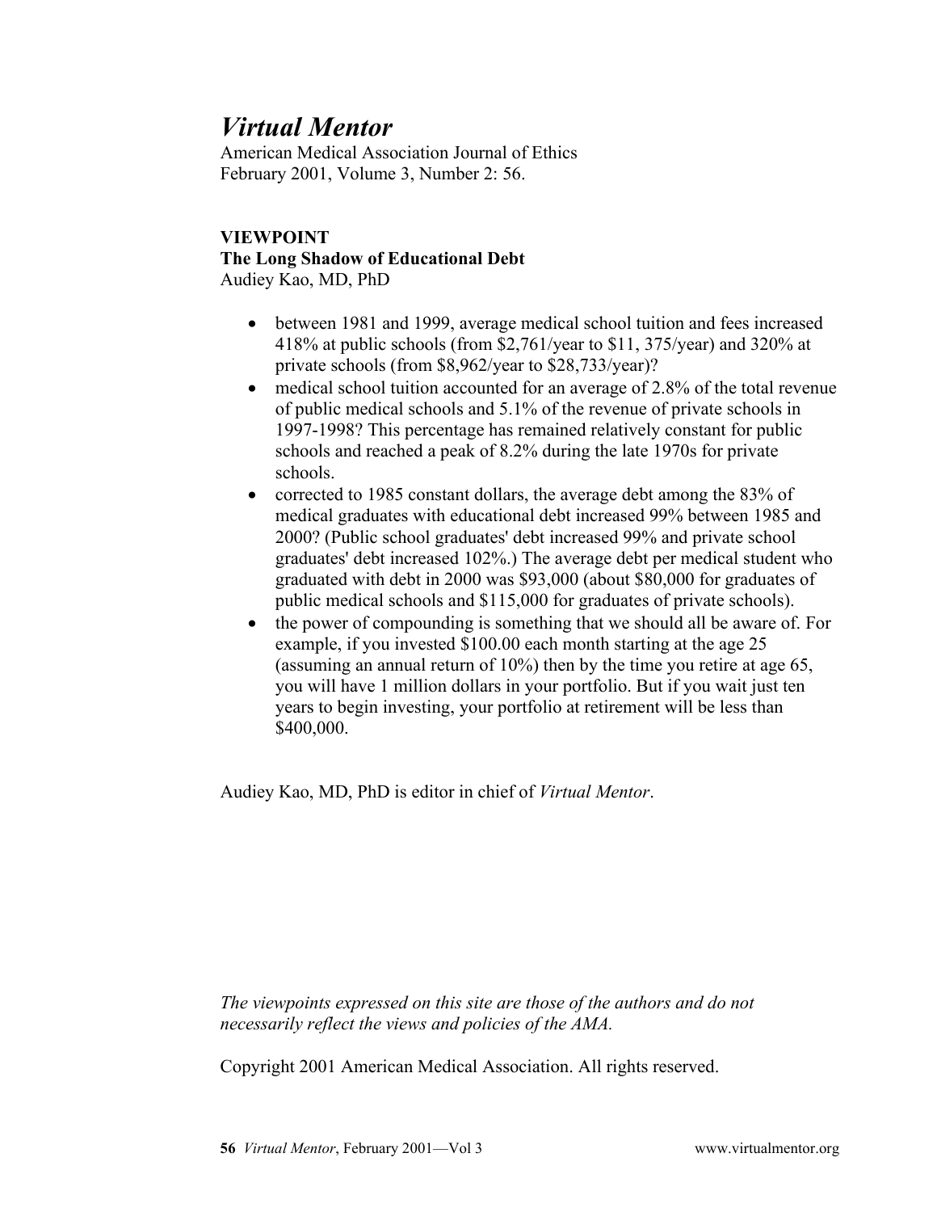# *Virtual Mentor*

American Medical Association Journal of Ethics
February 2001, Volume 3, Number 2: 56.

**VIEWPOINT**
**The Long Shadow of Educational Debt**
Audiey Kao, MD, PhD

- between 1981 and 1999, average medical school tuition and fees increased 418% at public schools (from $2,761/year to $11, 375/year) and 320% at private schools (from $8,962/year to $28,733/year)?
- medical school tuition accounted for an average of 2.8% of the total revenue of public medical schools and 5.1% of the revenue of private schools in 1997-1998? This percentage has remained relatively constant for public schools and reached a peak of 8.2% during the late 1970s for private schools.
- corrected to 1985 constant dollars, the average debt among the 83% of medical graduates with educational debt increased 99% between 1985 and 2000? (Public school graduates' debt increased 99% and private school graduates' debt increased 102%.) The average debt per medical student who graduated with debt in 2000 was $93,000 (about $80,000 for graduates of public medical schools and $115,000 for graduates of private schools).
- the power of compounding is something that we should all be aware of. For example, if you invested $100.00 each month starting at the age 25 (assuming an annual return of 10%) then by the time you retire at age 65, you will have 1 million dollars in your portfolio. But if you wait just ten years to begin investing, your portfolio at retirement will be less than $400,000.

Audiey Kao, MD, PhD is editor in chief of *Virtual Mentor*.

*The viewpoints expressed on this site are those of the authors and do not necessarily reflect the views and policies of the AMA.*

Copyright 2001 American Medical Association. All rights reserved.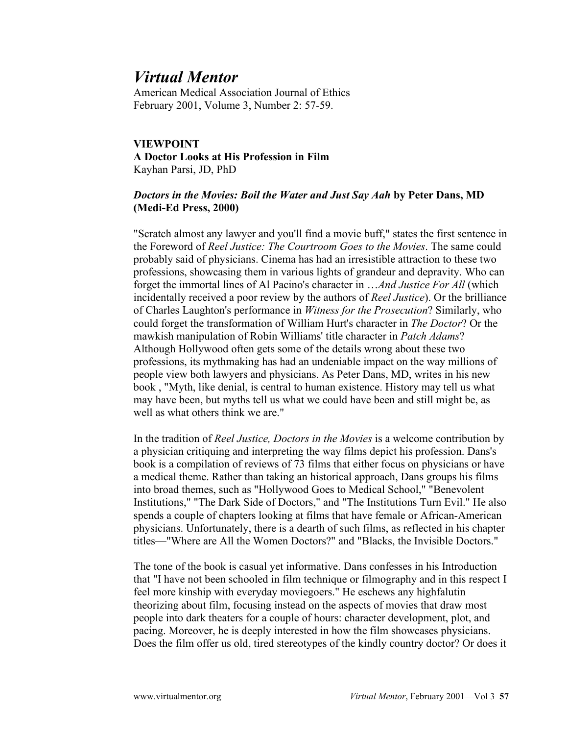# Virtual Mentor

American Medical Association Journal of Ethics
February 2001, Volume 3, Number 2: 57-59.

**VIEWPOINT**
**A Doctor Looks at His Profession in Film**
Kayhan Parsi, JD, PhD

***Doctors in the Movies: Boil the Water and Just Say Aah* by Peter Dans, MD (Medi-Ed Press, 2000)**

"Scratch almost any lawyer and you'll find a movie buff," states the first sentence in the Foreword of *Reel Justice: The Courtroom Goes to the Movies*. The same could probably said of physicians. Cinema has had an irresistible attraction to these two professions, showcasing them in various lights of grandeur and depravity. Who can forget the immortal lines of Al Pacino's character in *…And Justice For All* (which incidentally received a poor review by the authors of *Reel Justice*). Or the brilliance of Charles Laughton's performance in *Witness for the Prosecution*? Similarly, who could forget the transformation of William Hurt's character in *The Doctor*? Or the mawkish manipulation of Robin Williams' title character in *Patch Adams*? Although Hollywood often gets some of the details wrong about these two professions, its mythmaking has had an undeniable impact on the way millions of people view both lawyers and physicians. As Peter Dans, MD, writes in his new book , "Myth, like denial, is central to human existence. History may tell us what may have been, but myths tell us what we could have been and still might be, as well as what others think we are."

In the tradition of *Reel Justice, Doctors in the Movies* is a welcome contribution by a physician critiquing and interpreting the way films depict his profession. Dans's book is a compilation of reviews of 73 films that either focus on physicians or have a medical theme. Rather than taking an historical approach, Dans groups his films into broad themes, such as "Hollywood Goes to Medical School," "Benevolent Institutions," "The Dark Side of Doctors," and "The Institutions Turn Evil." He also spends a couple of chapters looking at films that have female or African-American physicians. Unfortunately, there is a dearth of such films, as reflected in his chapter titles—"Where are All the Women Doctors?" and "Blacks, the Invisible Doctors."

The tone of the book is casual yet informative. Dans confesses in his Introduction that "I have not been schooled in film technique or filmography and in this respect I feel more kinship with everyday moviegoers." He eschews any highfalutin theorizing about film, focusing instead on the aspects of movies that draw most people into dark theaters for a couple of hours: character development, plot, and pacing. Moreover, he is deeply interested in how the film showcases physicians. Does the film offer us old, tired stereotypes of the kindly country doctor? Or does it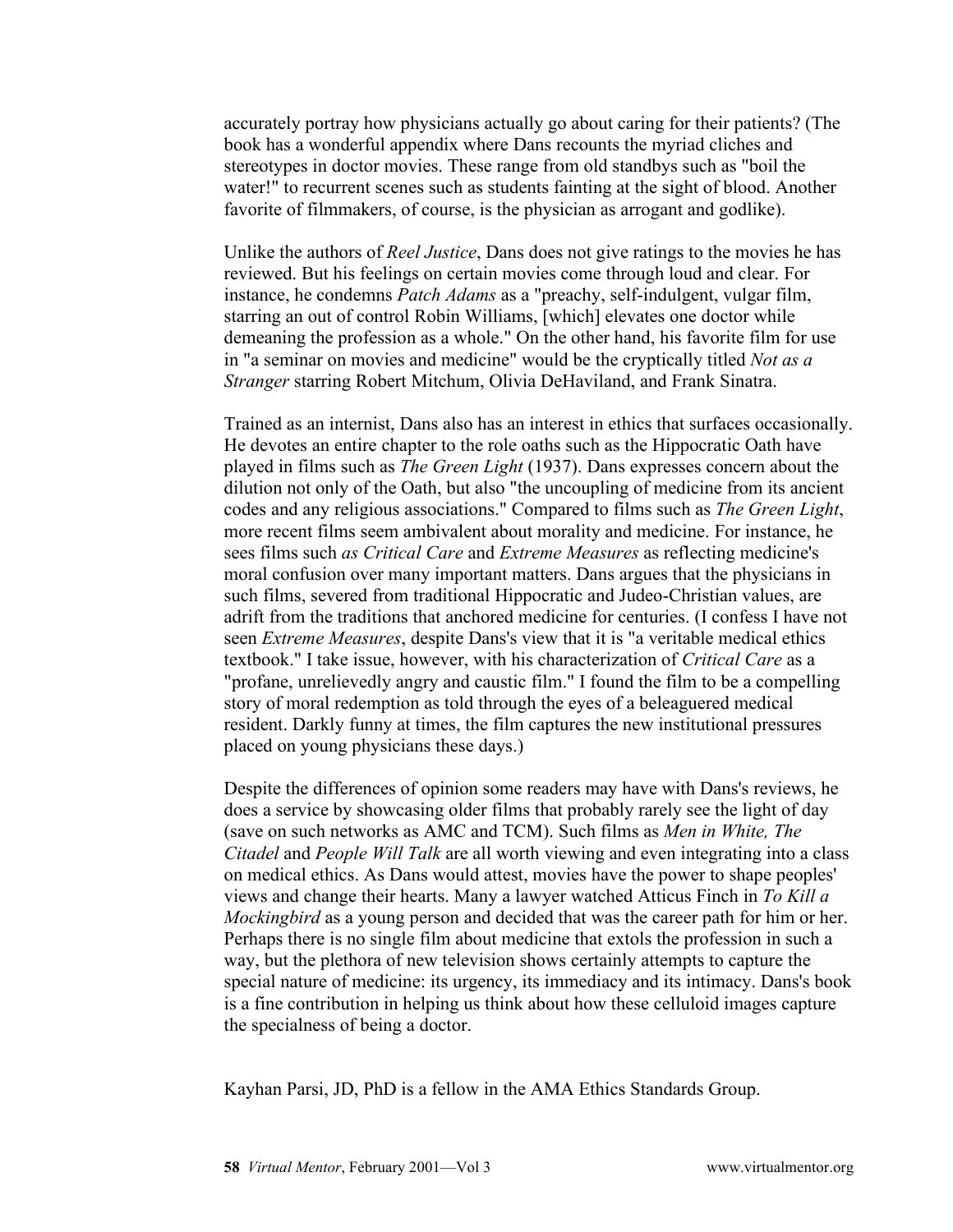accurately portray how physicians actually go about caring for their patients? (The book has a wonderful appendix where Dans recounts the myriad cliches and stereotypes in doctor movies. These range from old standbys such as "boil the water!" to recurrent scenes such as students fainting at the sight of blood. Another favorite of filmmakers, of course, is the physician as arrogant and godlike).

Unlike the authors of *Reel Justice*, Dans does not give ratings to the movies he has reviewed. But his feelings on certain movies come through loud and clear. For instance, he condemns *Patch Adams* as a "preachy, self-indulgent, vulgar film, starring an out of control Robin Williams, [which] elevates one doctor while demeaning the profession as a whole." On the other hand, his favorite film for use in "a seminar on movies and medicine" would be the cryptically titled *Not as a Stranger* starring Robert Mitchum, Olivia DeHaviland, and Frank Sinatra.

Trained as an internist, Dans also has an interest in ethics that surfaces occasionally. He devotes an entire chapter to the role oaths such as the Hippocratic Oath have played in films such as *The Green Light* (1937). Dans expresses concern about the dilution not only of the Oath, but also "the uncoupling of medicine from its ancient codes and any religious associations." Compared to films such as *The Green Light*, more recent films seem ambivalent about morality and medicine. For instance, he sees films such *as Critical Care* and *Extreme Measures* as reflecting medicine's moral confusion over many important matters. Dans argues that the physicians in such films, severed from traditional Hippocratic and Judeo-Christian values, are adrift from the traditions that anchored medicine for centuries. (I confess I have not seen *Extreme Measures*, despite Dans's view that it is "a veritable medical ethics textbook." I take issue, however, with his characterization of *Critical Care* as a "profane, unrelievedly angry and caustic film." I found the film to be a compelling story of moral redemption as told through the eyes of a beleaguered medical resident. Darkly funny at times, the film captures the new institutional pressures placed on young physicians these days.)

Despite the differences of opinion some readers may have with Dans's reviews, he does a service by showcasing older films that probably rarely see the light of day (save on such networks as AMC and TCM). Such films as *Men in White, The Citadel* and *People Will Talk* are all worth viewing and even integrating into a class on medical ethics. As Dans would attest, movies have the power to shape peoples' views and change their hearts. Many a lawyer watched Atticus Finch in *To Kill a Mockingbird* as a young person and decided that was the career path for him or her. Perhaps there is no single film about medicine that extols the profession in such a way, but the plethora of new television shows certainly attempts to capture the special nature of medicine: its urgency, its immediacy and its intimacy. Dans's book is a fine contribution in helping us think about how these celluloid images capture the specialness of being a doctor.

Kayhan Parsi, JD, PhD is a fellow in the AMA Ethics Standards Group.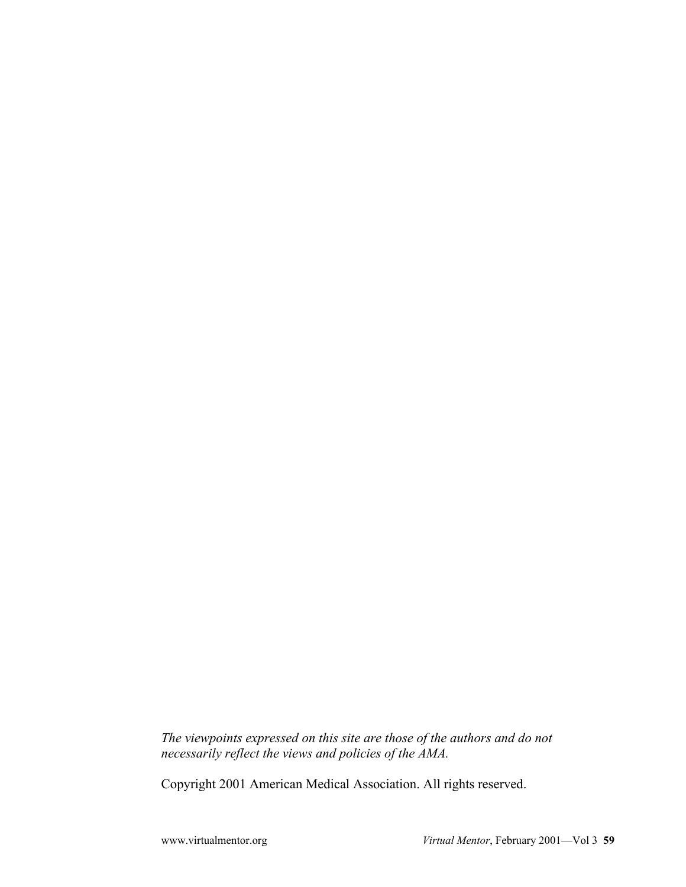*The viewpoints expressed on this site are those of the authors and do not necessarily reflect the views and policies of the AMA.*

Copyright 2001 American Medical Association. All rights reserved.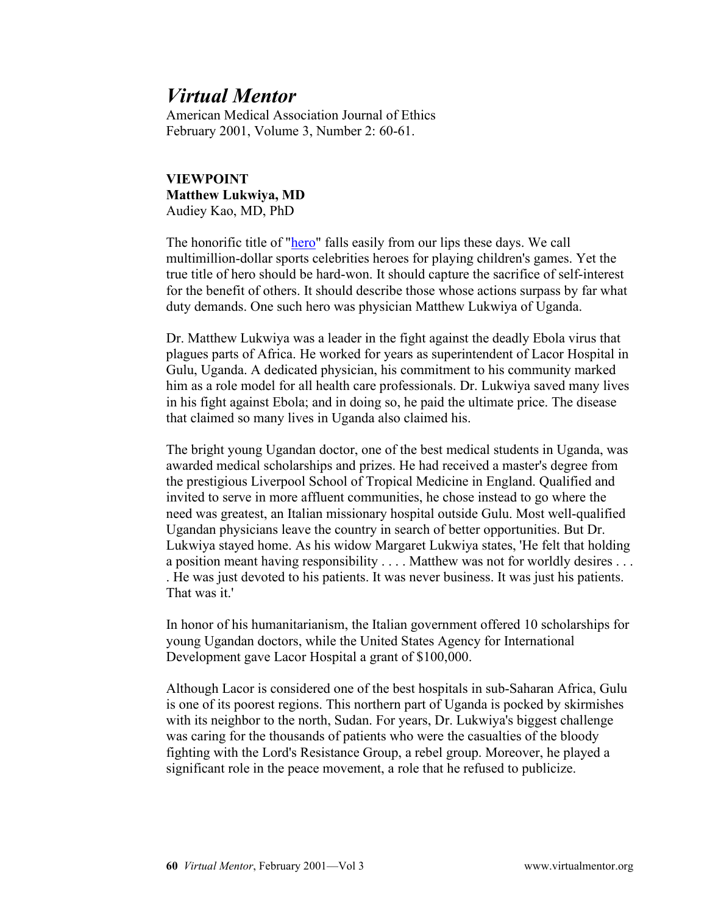# *Virtual Mentor*

American Medical Association Journal of Ethics
February 2001, Volume 3, Number 2: 60-61.

**VIEWPOINT**
**Matthew Lukwiya, MD**
Audiey Kao, MD, PhD

The honorific title of "hero" falls easily from our lips these days. We call multimillion-dollar sports celebrities heroes for playing children's games. Yet the true title of hero should be hard-won. It should capture the sacrifice of self-interest for the benefit of others. It should describe those whose actions surpass by far what duty demands. One such hero was physician Matthew Lukwiya of Uganda.

Dr. Matthew Lukwiya was a leader in the fight against the deadly Ebola virus that plagues parts of Africa. He worked for years as superintendent of Lacor Hospital in Gulu, Uganda. A dedicated physician, his commitment to his community marked him as a role model for all health care professionals. Dr. Lukwiya saved many lives in his fight against Ebola; and in doing so, he paid the ultimate price. The disease that claimed so many lives in Uganda also claimed his.

The bright young Ugandan doctor, one of the best medical students in Uganda, was awarded medical scholarships and prizes. He had received a master's degree from the prestigious Liverpool School of Tropical Medicine in England. Qualified and invited to serve in more affluent communities, he chose instead to go where the need was greatest, an Italian missionary hospital outside Gulu. Most well-qualified Ugandan physicians leave the country in search of better opportunities. But Dr. Lukwiya stayed home. As his widow Margaret Lukwiya states, 'He felt that holding a position meant having responsibility . . . . Matthew was not for worldly desires . . . . He was just devoted to his patients. It was never business. It was just his patients. That was it.'

In honor of his humanitarianism, the Italian government offered 10 scholarships for young Ugandan doctors, while the United States Agency for International Development gave Lacor Hospital a grant of $100,000.

Although Lacor is considered one of the best hospitals in sub-Saharan Africa, Gulu is one of its poorest regions. This northern part of Uganda is pocked by skirmishes with its neighbor to the north, Sudan. For years, Dr. Lukwiya's biggest challenge was caring for the thousands of patients who were the casualties of the bloody fighting with the Lord's Resistance Group, a rebel group. Moreover, he played a significant role in the peace movement, a role that he refused to publicize.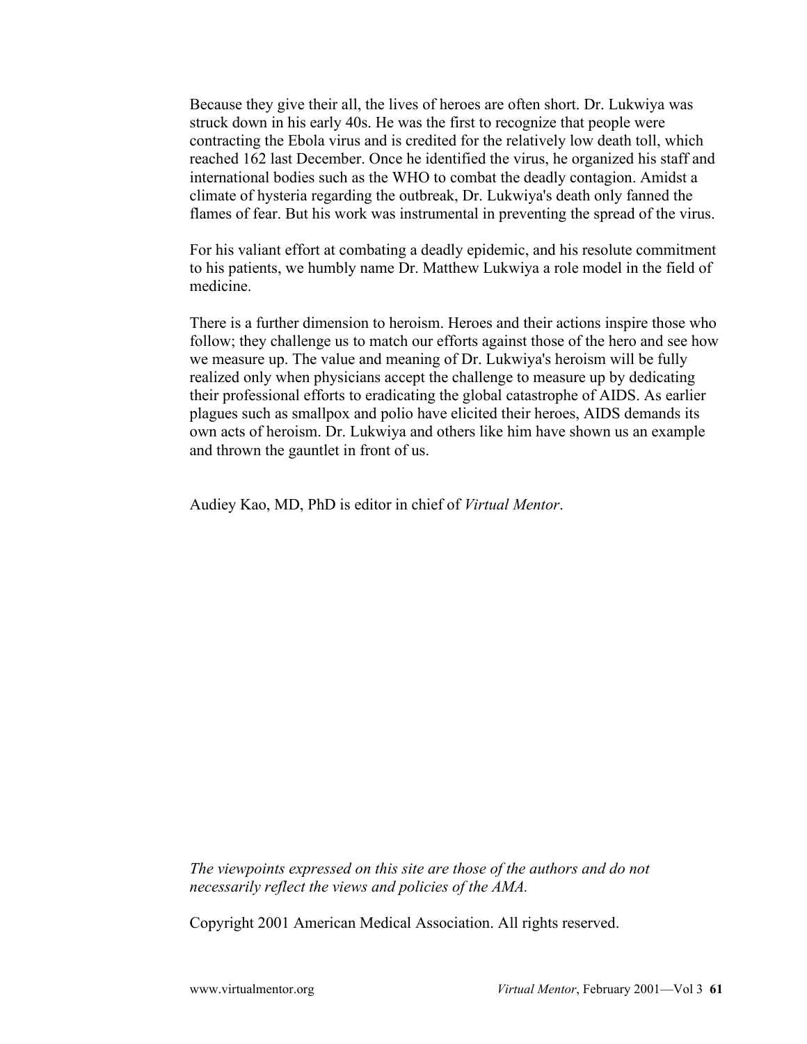Because they give their all, the lives of heroes are often short. Dr. Lukwiya was struck down in his early 40s. He was the first to recognize that people were contracting the Ebola virus and is credited for the relatively low death toll, which reached 162 last December. Once he identified the virus, he organized his staff and international bodies such as the WHO to combat the deadly contagion. Amidst a climate of hysteria regarding the outbreak, Dr. Lukwiya's death only fanned the flames of fear. But his work was instrumental in preventing the spread of the virus.

For his valiant effort at combating a deadly epidemic, and his resolute commitment to his patients, we humbly name Dr. Matthew Lukwiya a role model in the field of medicine.

There is a further dimension to heroism. Heroes and their actions inspire those who follow; they challenge us to match our efforts against those of the hero and see how we measure up. The value and meaning of Dr. Lukwiya's heroism will be fully realized only when physicians accept the challenge to measure up by dedicating their professional efforts to eradicating the global catastrophe of AIDS. As earlier plagues such as smallpox and polio have elicited their heroes, AIDS demands its own acts of heroism. Dr. Lukwiya and others like him have shown us an example and thrown the gauntlet in front of us.

Audiey Kao, MD, PhD is editor in chief of *Virtual Mentor*.

*The viewpoints expressed on this site are those of the authors and do not necessarily reflect the views and policies of the AMA.*

Copyright 2001 American Medical Association. All rights reserved.